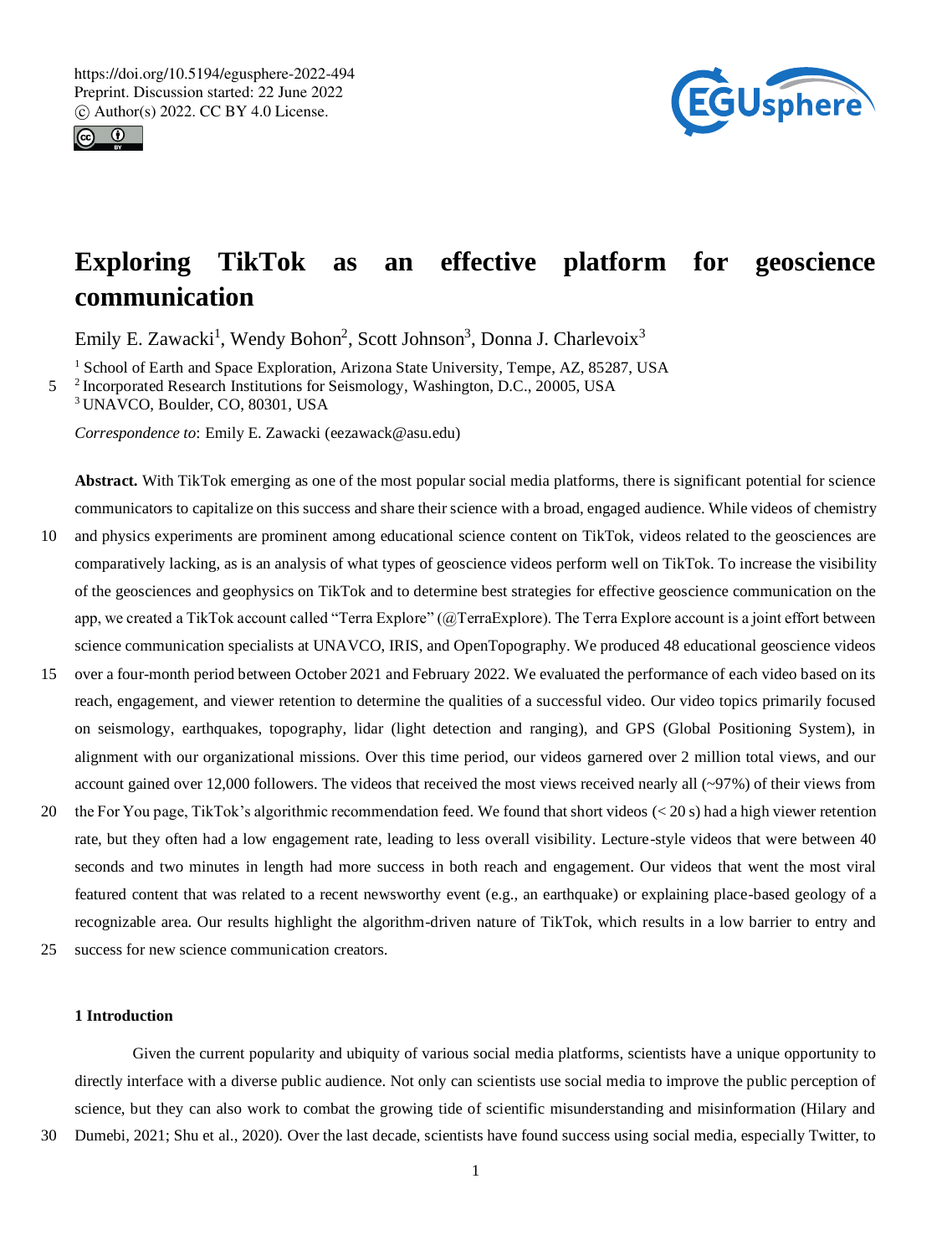# Exploring TikTok as an effective platform for geoscience communication

Emily E. Zawacki[1], Wendy Bohon[2], Scott Johnson[3], Donna J. Charlevoix[3]

[1] School of Earth and Space Exploration, Arizona State University, Tempe, AZ, 85287, USA
[2] Incorporated Research Institutions for Seismology, Washington, D.C., 20005, USA
[3] UNAVCO, Boulder, CO, 80301, USA

*Correspondence to*: Emily E. Zawacki (eezawack@asu.edu)

**Abstract.** With TikTok emerging as one of the most popular social media platforms, there is significant potential for science communicators to capitalize on this success and share their science with a broad, engaged audience. While videos of chemistry and physics experiments are prominent among educational science content on TikTok, videos related to the geosciences are comparatively lacking, as is an analysis of what types of geoscience videos perform well on TikTok. To increase the visibility of the geosciences and geophysics on TikTok and to determine best strategies for effective geoscience communication on the app, we created a TikTok account called "Terra Explore" (@TerraExplore). The Terra Explore account is a joint effort between science communication specialists at UNAVCO, IRIS, and OpenTopography. We produced 48 educational geoscience videos over a four-month period between October 2021 and February 2022. We evaluated the performance of each video based on its reach, engagement, and viewer retention to determine the qualities of a successful video. Our video topics primarily focused on seismology, earthquakes, topography, lidar (light detection and ranging), and GPS (Global Positioning System), in alignment with our organizational missions. Over this time period, our videos garnered over 2 million total views, and our account gained over 12,000 followers. The videos that received the most views received nearly all (~97%) of their views from the For You page, TikTok's algorithmic recommendation feed. We found that short videos (< 20 s) had a high viewer retention rate, but they often had a low engagement rate, leading to less overall visibility. Lecture-style videos that were between 40 seconds and two minutes in length had more success in both reach and engagement. Our videos that went the most viral featured content that was related to a recent newsworthy event (e.g., an earthquake) or explaining place-based geology of a recognizable area. Our results highlight the algorithm-driven nature of TikTok, which results in a low barrier to entry and success for new science communication creators.

## 1 Introduction

Given the current popularity and ubiquity of various social media platforms, scientists have a unique opportunity to directly interface with a diverse public audience. Not only can scientists use social media to improve the public perception of science, but they can also work to combat the growing tide of scientific misunderstanding and misinformation (Hilary and Dumebi, 2021; Shu et al., 2020). Over the last decade, scientists have found success using social media, especially Twitter, to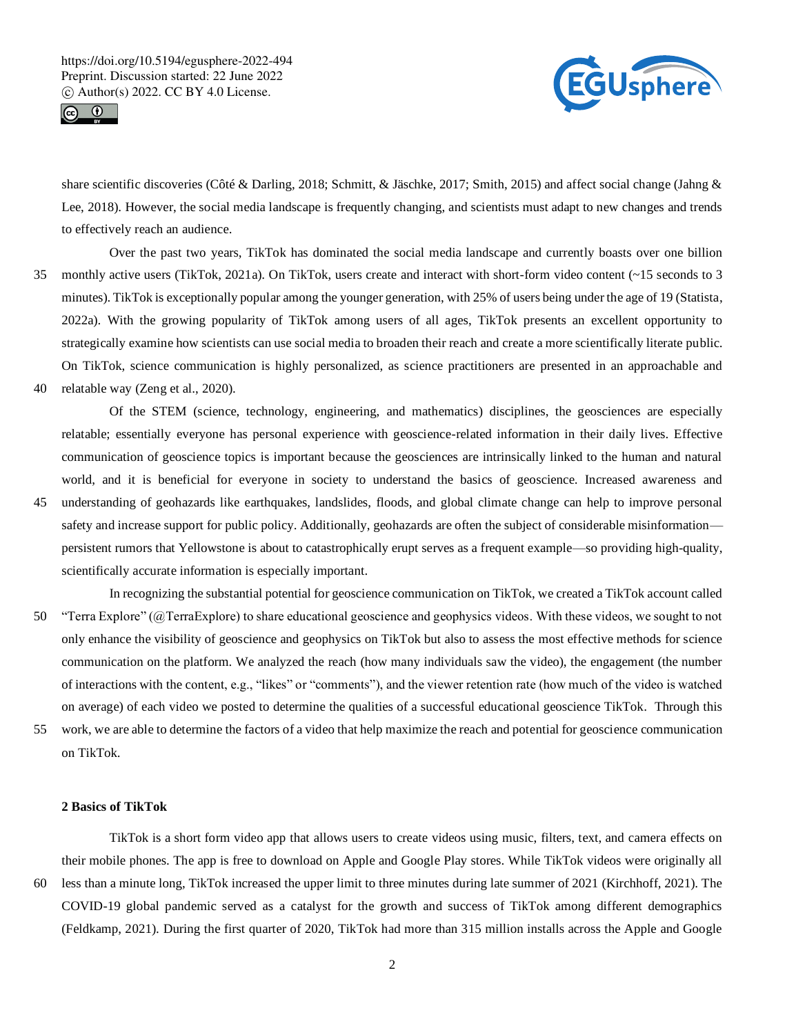share scientific discoveries (Côté & Darling, 2018; Schmitt, & Jäschke, 2017; Smith, 2015) and affect social change (Jahng & Lee, 2018). However, the social media landscape is frequently changing, and scientists must adapt to new changes and trends to effectively reach an audience.

Over the past two years, TikTok has dominated the social media landscape and currently boasts over one billion monthly active users (TikTok, 2021a). On TikTok, users create and interact with short-form video content (~15 seconds to 3 minutes). TikTok is exceptionally popular among the younger generation, with 25% of users being under the age of 19 (Statista, 2022a). With the growing popularity of TikTok among users of all ages, TikTok presents an excellent opportunity to strategically examine how scientists can use social media to broaden their reach and create a more scientifically literate public. On TikTok, science communication is highly personalized, as science practitioners are presented in an approachable and relatable way (Zeng et al., 2020).

Of the STEM (science, technology, engineering, and mathematics) disciplines, the geosciences are especially relatable; essentially everyone has personal experience with geoscience-related information in their daily lives. Effective communication of geoscience topics is important because the geosciences are intrinsically linked to the human and natural world, and it is beneficial for everyone in society to understand the basics of geoscience. Increased awareness and understanding of geohazards like earthquakes, landslides, floods, and global climate change can help to improve personal safety and increase support for public policy. Additionally, geohazards are often the subject of considerable misinformation—persistent rumors that Yellowstone is about to catastrophically erupt serves as a frequent example—so providing high-quality, scientifically accurate information is especially important.

In recognizing the substantial potential for geoscience communication on TikTok, we created a TikTok account called "Terra Explore" (@TerraExplore) to share educational geoscience and geophysics videos. With these videos, we sought to not only enhance the visibility of geoscience and geophysics on TikTok but also to assess the most effective methods for science communication on the platform. We analyzed the reach (how many individuals saw the video), the engagement (the number of interactions with the content, e.g., "likes" or "comments"), and the viewer retention rate (how much of the video is watched on average) of each video we posted to determine the qualities of a successful educational geoscience TikTok. Through this work, we are able to determine the factors of a video that help maximize the reach and potential for geoscience communication on TikTok.

## 2 Basics of TikTok

TikTok is a short form video app that allows users to create videos using music, filters, text, and camera effects on their mobile phones. The app is free to download on Apple and Google Play stores. While TikTok videos were originally all less than a minute long, TikTok increased the upper limit to three minutes during late summer of 2021 (Kirchhoff, 2021). The COVID-19 global pandemic served as a catalyst for the growth and success of TikTok among different demographics (Feldkamp, 2021). During the first quarter of 2020, TikTok had more than 315 million installs across the Apple and Google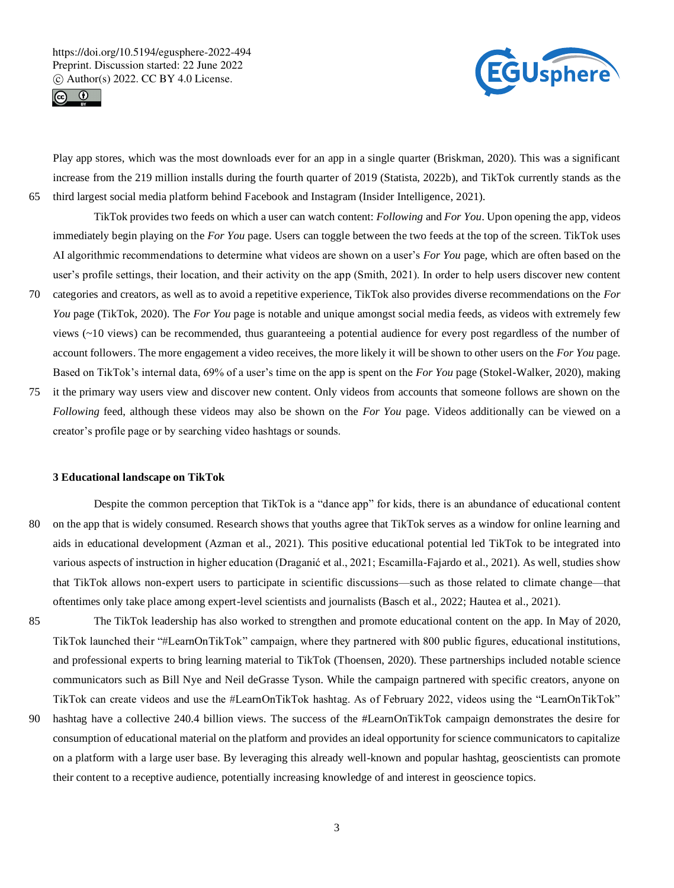Play app stores, which was the most downloads ever for an app in a single quarter (Briskman, 2020). This was a significant increase from the 219 million installs during the fourth quarter of 2019 (Statista, 2022b), and TikTok currently stands as the third largest social media platform behind Facebook and Instagram (Insider Intelligence, 2021).

TikTok provides two feeds on which a user can watch content: *Following* and *For You*. Upon opening the app, videos immediately begin playing on the *For You* page. Users can toggle between the two feeds at the top of the screen. TikTok uses AI algorithmic recommendations to determine what videos are shown on a user's *For You* page, which are often based on the user's profile settings, their location, and their activity on the app (Smith, 2021). In order to help users discover new content categories and creators, as well as to avoid a repetitive experience, TikTok also provides diverse recommendations on the *For You* page (TikTok, 2020). The *For You* page is notable and unique amongst social media feeds, as videos with extremely few views (~10 views) can be recommended, thus guaranteeing a potential audience for every post regardless of the number of account followers. The more engagement a video receives, the more likely it will be shown to other users on the *For You* page. Based on TikTok's internal data, 69% of a user's time on the app is spent on the *For You* page (Stokel-Walker, 2020), making it the primary way users view and discover new content. Only videos from accounts that someone follows are shown on the *Following* feed, although these videos may also be shown on the *For You* page. Videos additionally can be viewed on a creator's profile page or by searching video hashtags or sounds.

## 3 Educational landscape on TikTok

Despite the common perception that TikTok is a "dance app" for kids, there is an abundance of educational content on the app that is widely consumed. Research shows that youths agree that TikTok serves as a window for online learning and aids in educational development (Azman et al., 2021). This positive educational potential led TikTok to be integrated into various aspects of instruction in higher education (Draganić et al., 2021; Escamilla-Fajardo et al., 2021). As well, studies show that TikTok allows non-expert users to participate in scientific discussions—such as those related to climate change—that oftentimes only take place among expert-level scientists and journalists (Basch et al., 2022; Hautea et al., 2021).

The TikTok leadership has also worked to strengthen and promote educational content on the app. In May of 2020, TikTok launched their "#LearnOnTikTok" campaign, where they partnered with 800 public figures, educational institutions, and professional experts to bring learning material to TikTok (Thoensen, 2020). These partnerships included notable science communicators such as Bill Nye and Neil deGrasse Tyson. While the campaign partnered with specific creators, anyone on TikTok can create videos and use the #LearnOnTikTok hashtag. As of February 2022, videos using the "LearnOnTikTok" hashtag have a collective 240.4 billion views. The success of the #LearnOnTikTok campaign demonstrates the desire for consumption of educational material on the platform and provides an ideal opportunity for science communicators to capitalize on a platform with a large user base. By leveraging this already well-known and popular hashtag, geoscientists can promote their content to a receptive audience, potentially increasing knowledge of and interest in geoscience topics.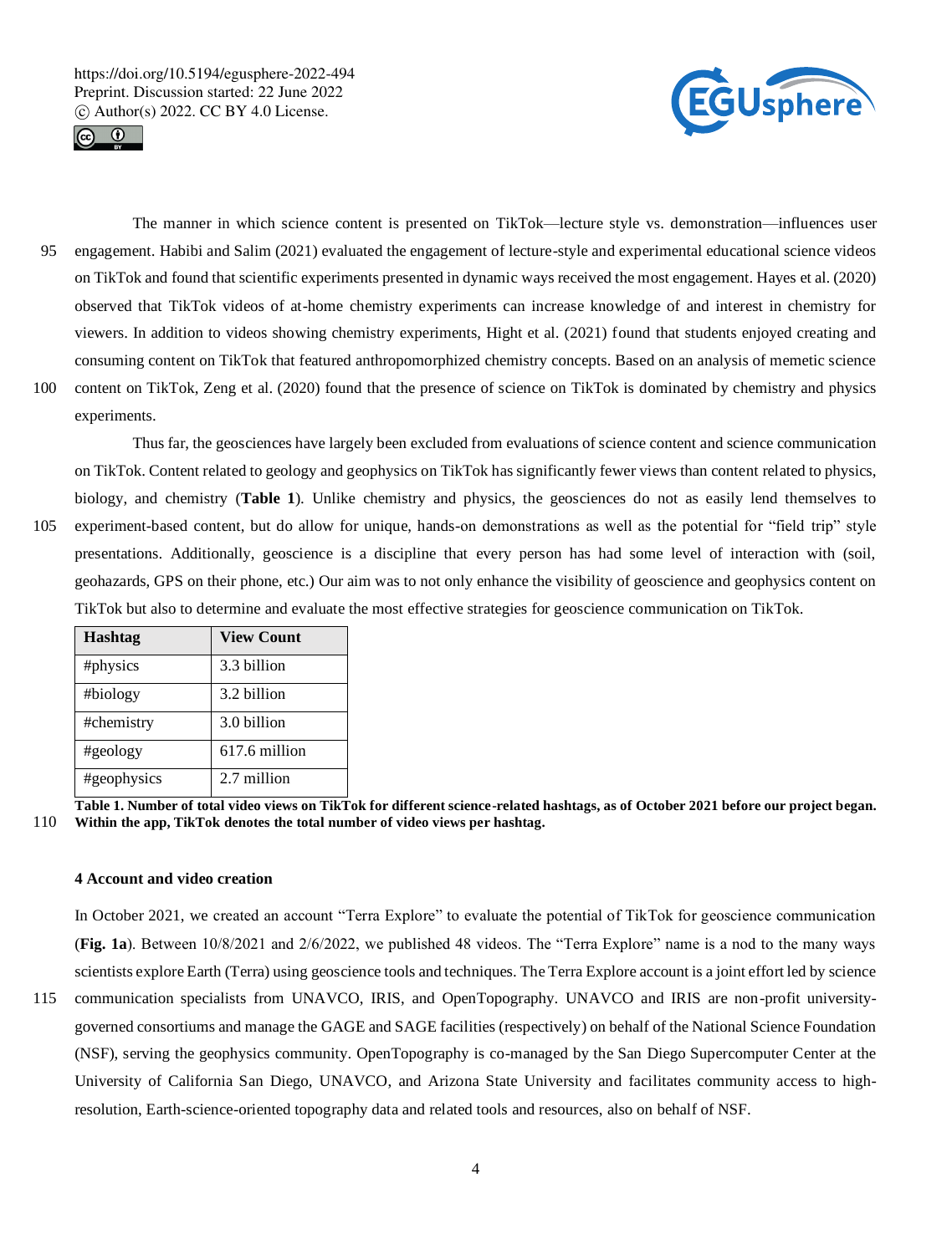The manner in which science content is presented on TikTok—lecture style vs. demonstration—influences user engagement. Habibi and Salim (2021) evaluated the engagement of lecture-style and experimental educational science videos on TikTok and found that scientific experiments presented in dynamic ways received the most engagement. Hayes et al. (2020) observed that TikTok videos of at-home chemistry experiments can increase knowledge of and interest in chemistry for viewers. In addition to videos showing chemistry experiments, Hight et al. (2021) found that students enjoyed creating and consuming content on TikTok that featured anthropomorphized chemistry concepts. Based on an analysis of memetic science content on TikTok, Zeng et al. (2020) found that the presence of science on TikTok is dominated by chemistry and physics experiments.

Thus far, the geosciences have largely been excluded from evaluations of science content and science communication on TikTok. Content related to geology and geophysics on TikTok has significantly fewer views than content related to physics, biology, and chemistry (**Table 1**). Unlike chemistry and physics, the geosciences do not as easily lend themselves to experiment-based content, but do allow for unique, hands-on demonstrations as well as the potential for "field trip" style presentations. Additionally, geoscience is a discipline that every person has had some level of interaction with (soil, geohazards, GPS on their phone, etc.) Our aim was to not only enhance the visibility of geoscience and geophysics content on TikTok but also to determine and evaluate the most effective strategies for geoscience communication on TikTok.

| Hashtag | View Count |
|---|---|
| #physics | 3.3 billion |
| #biology | 3.2 billion |
| #chemistry | 3.0 billion |
| #geology | 617.6 million |
| #geophysics | 2.7 million |

**Table 1. Number of total video views on TikTok for different science-related hashtags, as of October 2021 before our project began. Within the app, TikTok denotes the total number of video views per hashtag.**

#### 4 Account and video creation

In October 2021, we created an account "Terra Explore" to evaluate the potential of TikTok for geoscience communication (**Fig. 1a**). Between 10/8/2021 and 2/6/2022, we published 48 videos. The "Terra Explore" name is a nod to the many ways scientists explore Earth (Terra) using geoscience tools and techniques. The Terra Explore account is a joint effort led by science communication specialists from UNAVCO, IRIS, and OpenTopography. UNAVCO and IRIS are non-profit university-governed consortiums and manage the GAGE and SAGE facilities (respectively) on behalf of the National Science Foundation (NSF), serving the geophysics community. OpenTopography is co-managed by the San Diego Supercomputer Center at the University of California San Diego, UNAVCO, and Arizona State University and facilitates community access to high-resolution, Earth-science-oriented topography data and related tools and resources, also on behalf of NSF.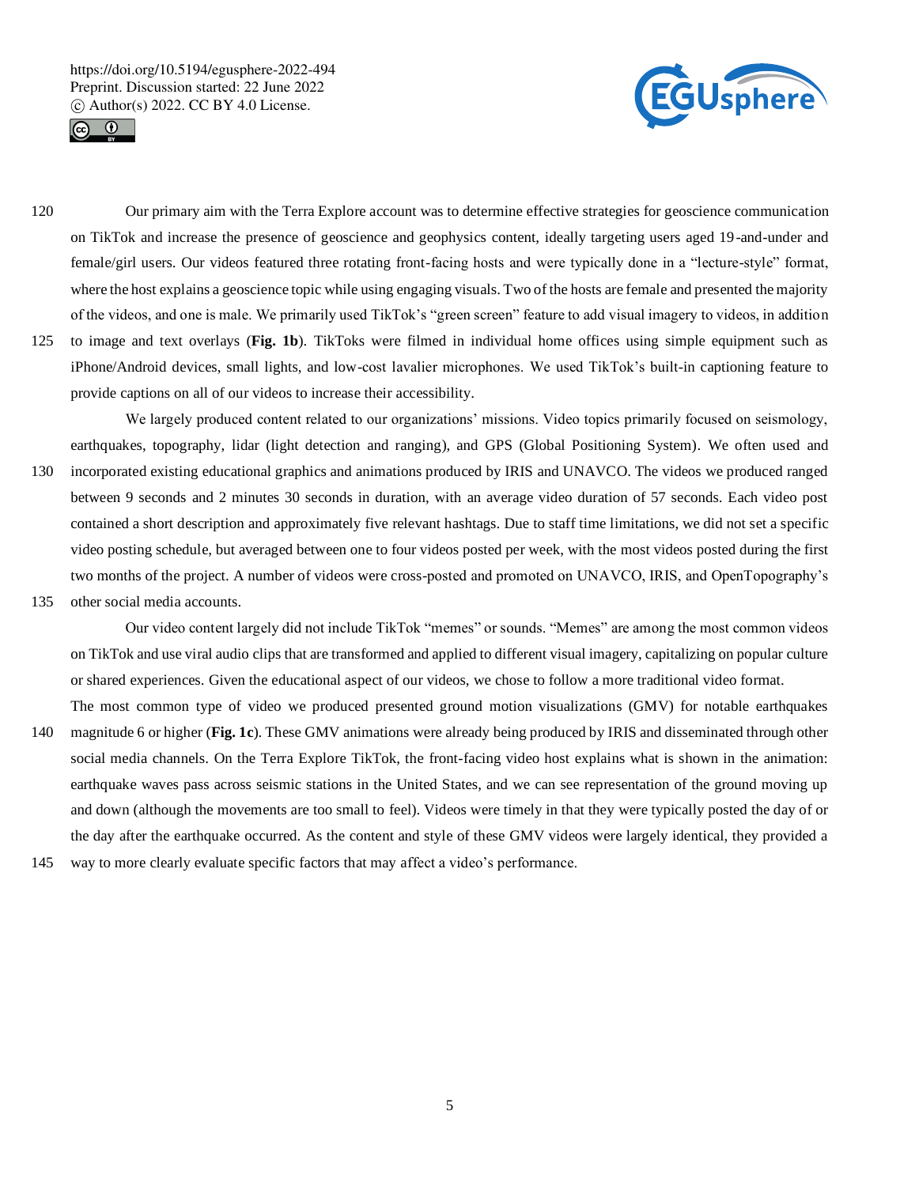Our primary aim with the Terra Explore account was to determine effective strategies for geoscience communication on TikTok and increase the presence of geoscience and geophysics content, ideally targeting users aged 19-and-under and female/girl users. Our videos featured three rotating front-facing hosts and were typically done in a "lecture-style" format, where the host explains a geoscience topic while using engaging visuals. Two of the hosts are female and presented the majority of the videos, and one is male. We primarily used TikTok's "green screen" feature to add visual imagery to videos, in addition to image and text overlays (**Fig. 1b**). TikToks were filmed in individual home offices using simple equipment such as iPhone/Android devices, small lights, and low-cost lavalier microphones. We used TikTok's built-in captioning feature to provide captions on all of our videos to increase their accessibility.

We largely produced content related to our organizations' missions. Video topics primarily focused on seismology, earthquakes, topography, lidar (light detection and ranging), and GPS (Global Positioning System). We often used and incorporated existing educational graphics and animations produced by IRIS and UNAVCO. The videos we produced ranged between 9 seconds and 2 minutes 30 seconds in duration, with an average video duration of 57 seconds. Each video post contained a short description and approximately five relevant hashtags. Due to staff time limitations, we did not set a specific video posting schedule, but averaged between one to four videos posted per week, with the most videos posted during the first two months of the project. A number of videos were cross-posted and promoted on UNAVCO, IRIS, and OpenTopography's other social media accounts.

Our video content largely did not include TikTok "memes" or sounds. "Memes" are among the most common videos on TikTok and use viral audio clips that are transformed and applied to different visual imagery, capitalizing on popular culture or shared experiences. Given the educational aspect of our videos, we chose to follow a more traditional video format.

The most common type of video we produced presented ground motion visualizations (GMV) for notable earthquakes magnitude 6 or higher (**Fig. 1c**). These GMV animations were already being produced by IRIS and disseminated through other social media channels. On the Terra Explore TikTok, the front-facing video host explains what is shown in the animation: earthquake waves pass across seismic stations in the United States, and we can see representation of the ground moving up and down (although the movements are too small to feel). Videos were timely in that they were typically posted the day of or the day after the earthquake occurred. As the content and style of these GMV videos were largely identical, they provided a way to more clearly evaluate specific factors that may affect a video's performance.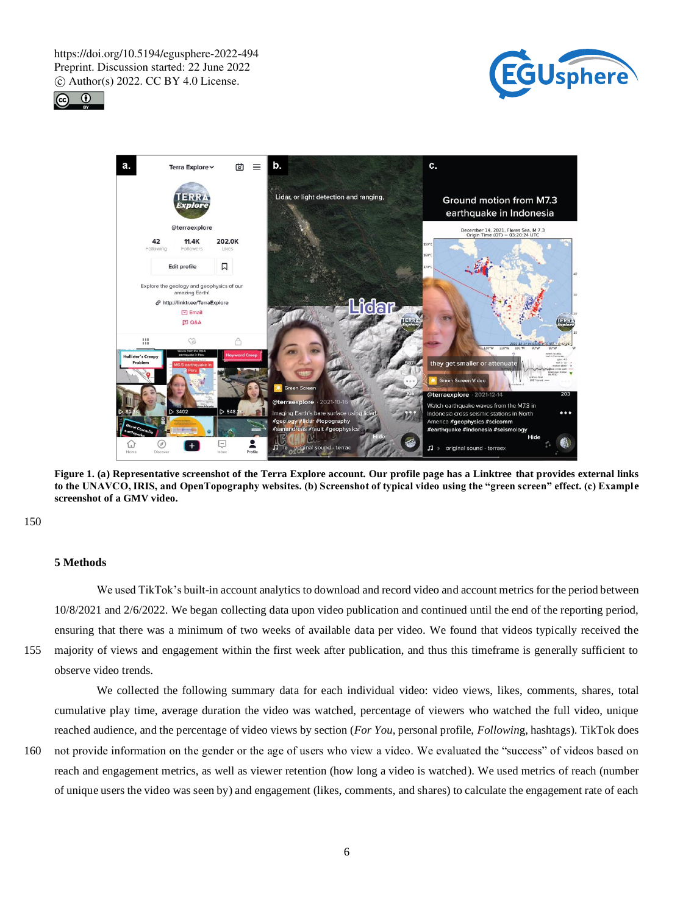**Figure 1. (a) Representative screenshot of the Terra Explore account. Our profile page has a Linktree that provides external links to the UNAVCO, IRIS, and OpenTopography websites. (b) Screenshot of typical video using the "green screen" effect. (c) Example screenshot of a GMV video.**

## 5 Methods

We used TikTok's built-in account analytics to download and record video and account metrics for the period between 10/8/2021 and 2/6/2022. We began collecting data upon video publication and continued until the end of the reporting period, ensuring that there was a minimum of two weeks of available data per video. We found that videos typically received the majority of views and engagement within the first week after publication, and thus this timeframe is generally sufficient to observe video trends.

We collected the following summary data for each individual video: video views, likes, comments, shares, total cumulative play time, average duration the video was watched, percentage of viewers who watched the full video, unique reached audience, and the percentage of video views by section (*For You*, personal profile, *Following*, hashtags). TikTok does not provide information on the gender or the age of users who view a video. We evaluated the "success" of videos based on reach and engagement metrics, as well as viewer retention (how long a video is watched). We used metrics of reach (number of unique users the video was seen by) and engagement (likes, comments, and shares) to calculate the engagement rate of each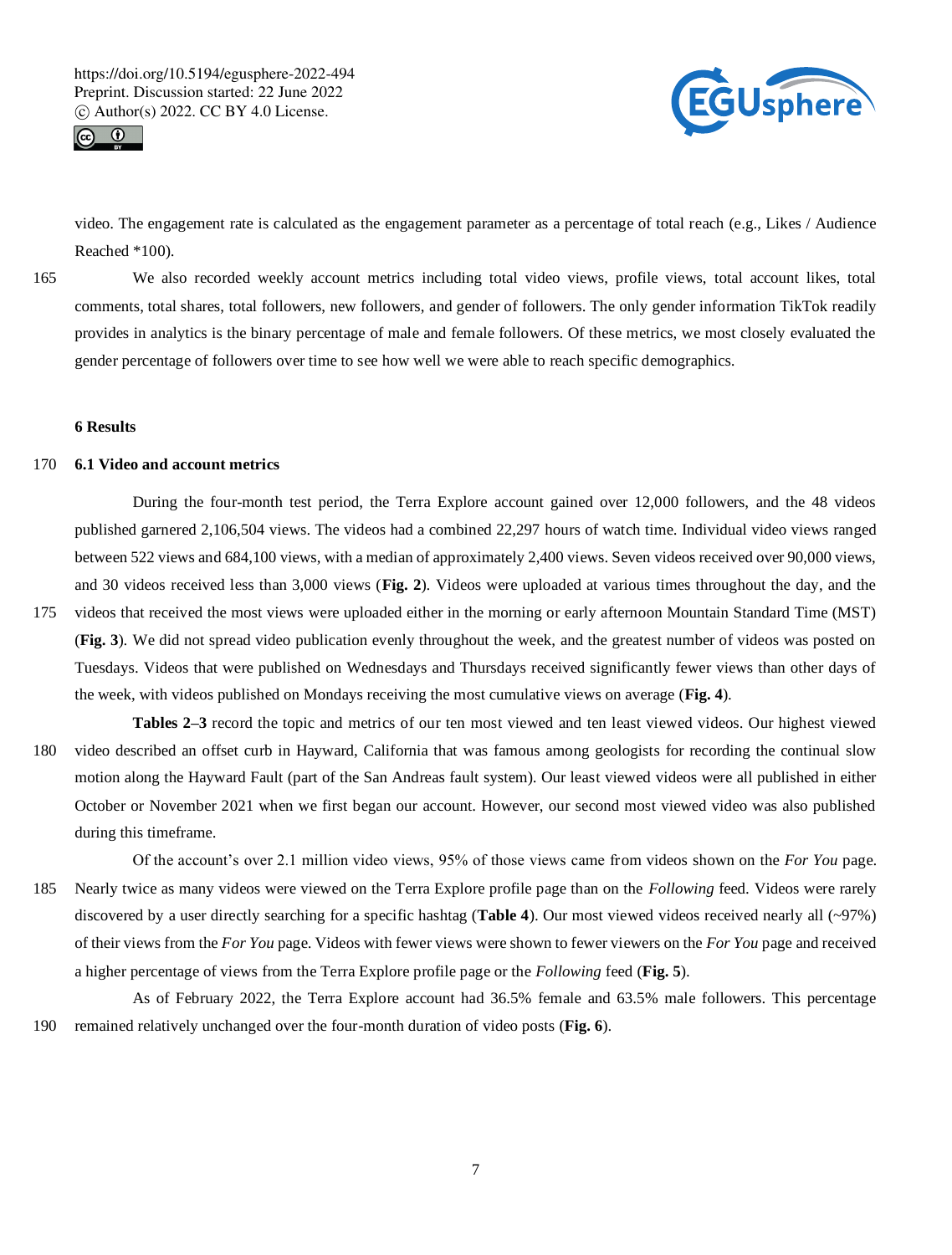video. The engagement rate is calculated as the engagement parameter as a percentage of total reach (e.g., Likes / Audience Reached *100).

We also recorded weekly account metrics including total video views, profile views, total account likes, total comments, total shares, total followers, new followers, and gender of followers. The only gender information TikTok readily provides in analytics is the binary percentage of male and female followers. Of these metrics, we most closely evaluated the gender percentage of followers over time to see how well we were able to reach specific demographics.

# 6 Results

## 6.1 Video and account metrics

During the four-month test period, the Terra Explore account gained over 12,000 followers, and the 48 videos published garnered 2,106,504 views. The videos had a combined 22,297 hours of watch time. Individual video views ranged between 522 views and 684,100 views, with a median of approximately 2,400 views. Seven videos received over 90,000 views, and 30 videos received less than 3,000 views (**Fig. 2**). Videos were uploaded at various times throughout the day, and the videos that received the most views were uploaded either in the morning or early afternoon Mountain Standard Time (MST) (**Fig. 3**). We did not spread video publication evenly throughout the week, and the greatest number of videos was posted on Tuesdays. Videos that were published on Wednesdays and Thursdays received significantly fewer views than other days of the week, with videos published on Mondays receiving the most cumulative views on average (**Fig. 4**).

**Tables 2–3** record the topic and metrics of our ten most viewed and ten least viewed videos. Our highest viewed video described an offset curb in Hayward, California that was famous among geologists for recording the continual slow motion along the Hayward Fault (part of the San Andreas fault system). Our least viewed videos were all published in either October or November 2021 when we first began our account. However, our second most viewed video was also published during this timeframe.

Of the account's over 2.1 million video views, 95% of those views came from videos shown on the *For You* page. Nearly twice as many videos were viewed on the Terra Explore profile page than on the *Following* feed. Videos were rarely discovered by a user directly searching for a specific hashtag (**Table 4**). Our most viewed videos received nearly all (~97%) of their views from the *For You* page. Videos with fewer views were shown to fewer viewers on the *For You* page and received a higher percentage of views from the Terra Explore profile page or the *Following* feed (**Fig. 5**).

As of February 2022, the Terra Explore account had 36.5% female and 63.5% male followers. This percentage remained relatively unchanged over the four-month duration of video posts (**Fig. 6**).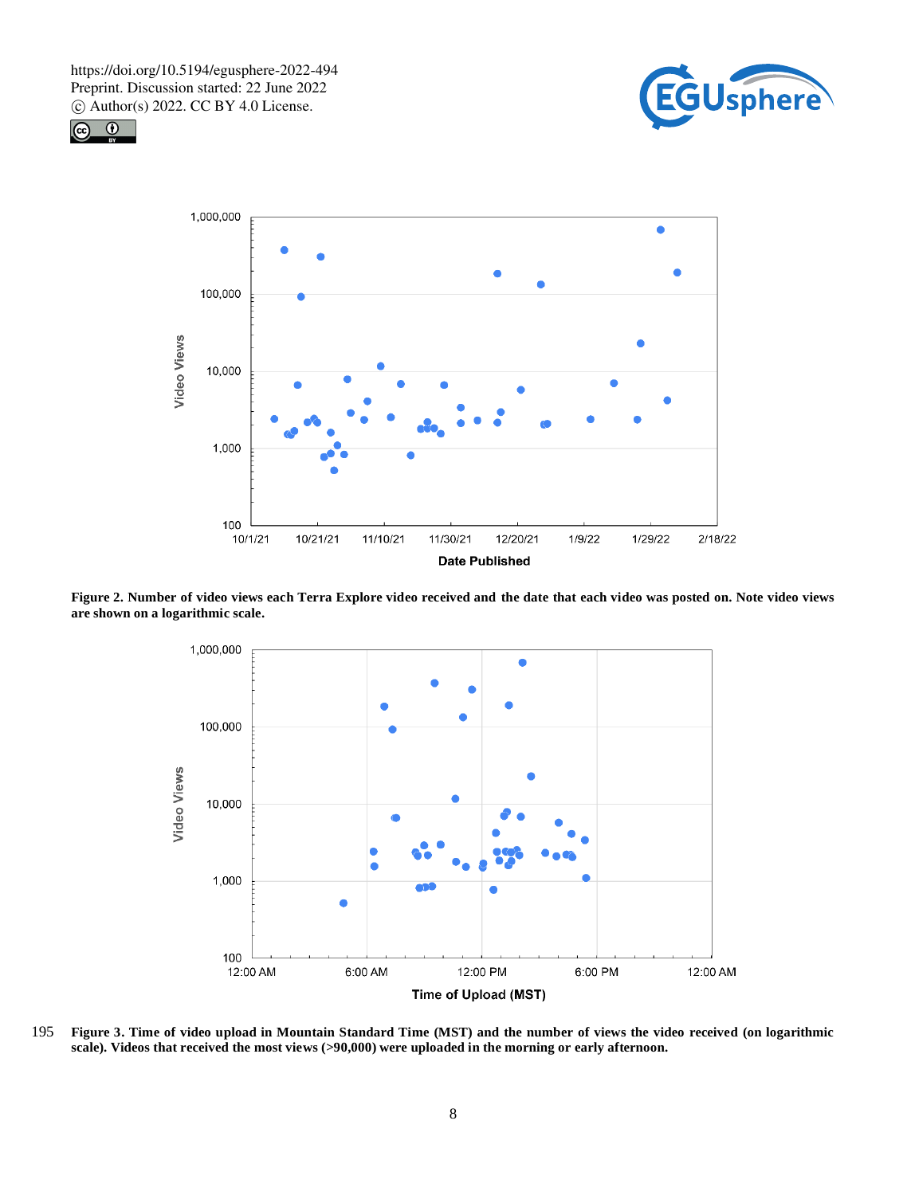**Figure 2. Number of video views each Terra Explore video received and the date that each video was posted on. Note video views are shown on a logarithmic scale.**

**Figure 3. Time of video upload in Mountain Standard Time (MST) and the number of views the video received (on logarithmic scale). Videos that received the most views (>90,000) were uploaded in the morning or early afternoon.**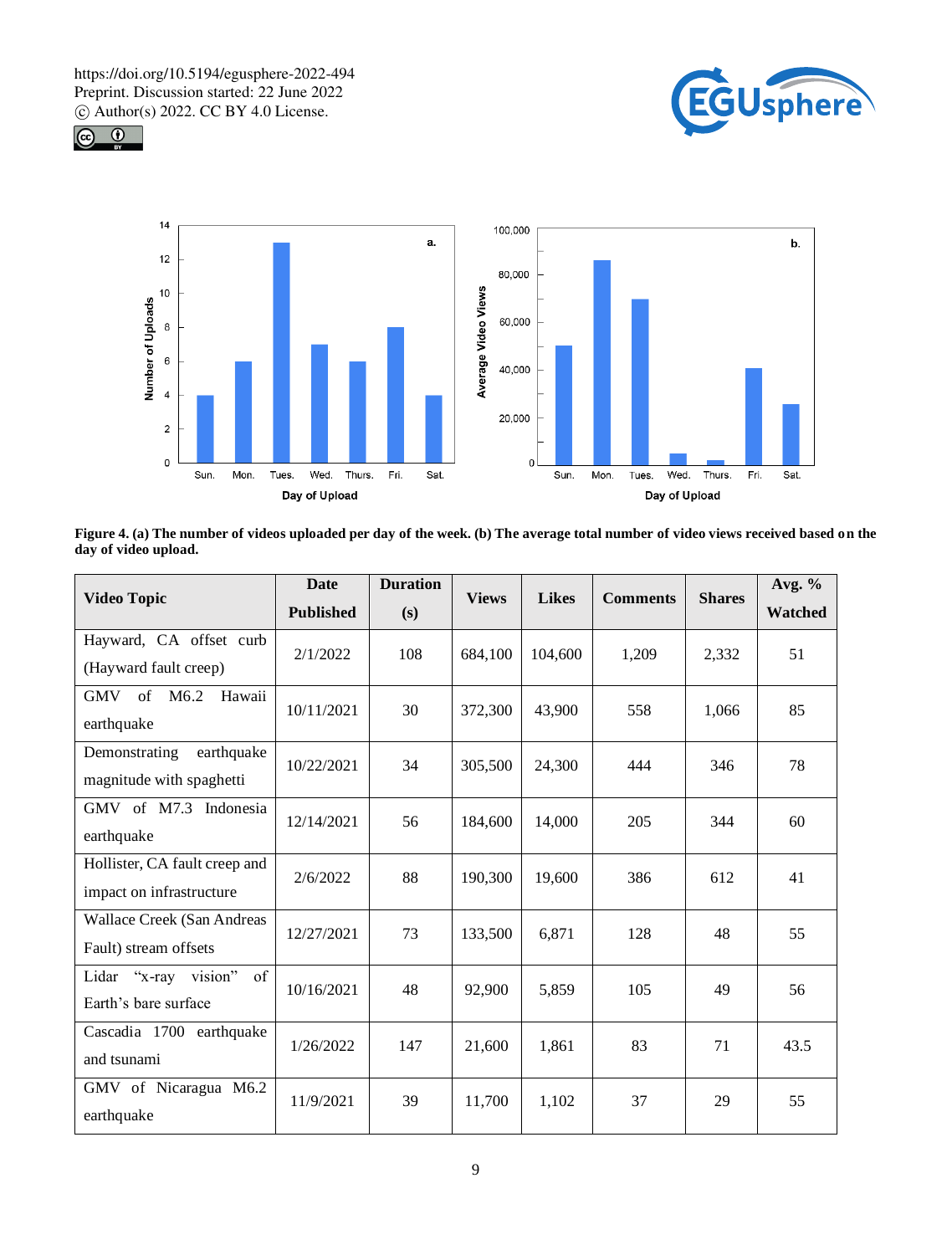**Figure 4. (a) The number of videos uploaded per day of the week. (b) The average total number of video views received based on the day of video upload.**

| Video Topic | Date Published | Duration (s) | Views | Likes | Comments | Shares | Avg. % Watched |
|---|---|---|---|---|---|---|---|
| Hayward, CA offset curb (Hayward fault creep) | 2/1/2022 | 108 | 684,100 | 104,600 | 1,209 | 2,332 | 51 |
| GMV of M6.2 Hawaii earthquake | 10/11/2021 | 30 | 372,300 | 43,900 | 558 | 1,066 | 85 |
| Demonstrating earthquake magnitude with spaghetti | 10/22/2021 | 34 | 305,500 | 24,300 | 444 | 346 | 78 |
| GMV of M7.3 Indonesia earthquake | 12/14/2021 | 56 | 184,600 | 14,000 | 205 | 344 | 60 |
| Hollister, CA fault creep and impact on infrastructure | 2/6/2022 | 88 | 190,300 | 19,600 | 386 | 612 | 41 |
| Wallace Creek (San Andreas Fault) stream offsets | 12/27/2021 | 73 | 133,500 | 6,871 | 128 | 48 | 55 |
| Lidar "x-ray vision" of Earth's bare surface | 10/16/2021 | 48 | 92,900 | 5,859 | 105 | 49 | 56 |
| Cascadia 1700 earthquake and tsunami | 1/26/2022 | 147 | 21,600 | 1,861 | 83 | 71 | 43.5 |
| GMV of Nicaragua M6.2 earthquake | 11/9/2021 | 39 | 11,700 | 1,102 | 37 | 29 | 55 |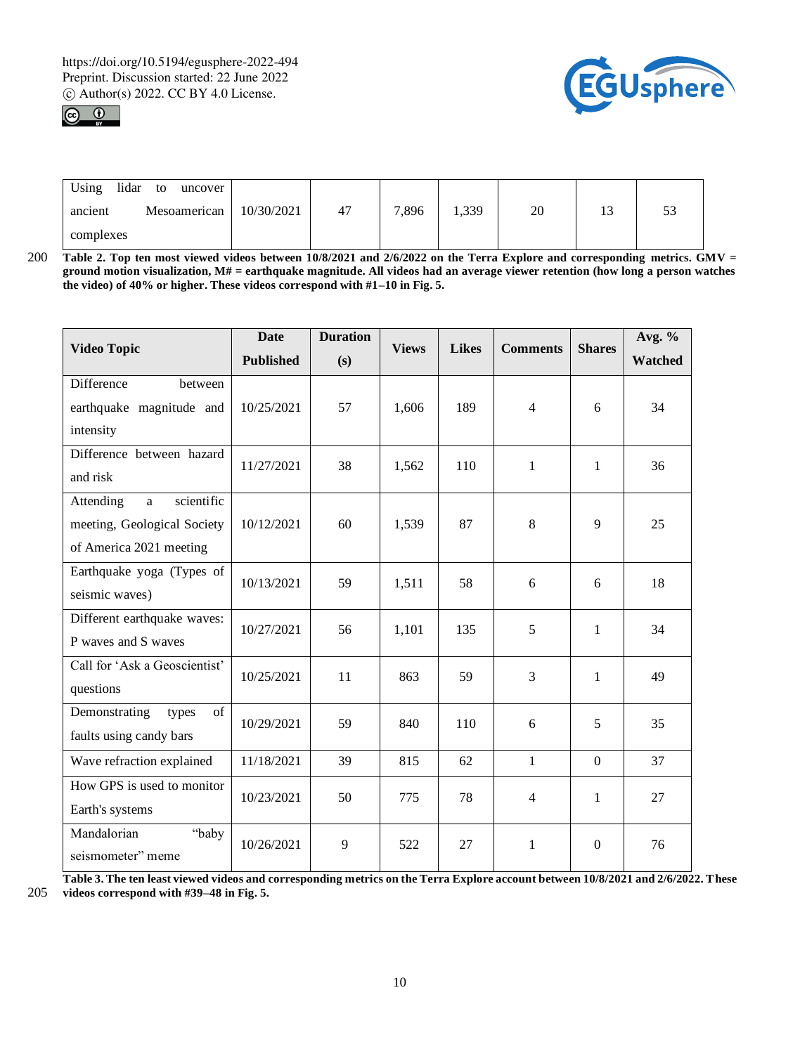| Using lidar to uncover ancient Mesoamerican complexes | 10/30/2021 | 47 | 7,896 | 1,339 | 20 | 13 | 53 |
|---|---|---|---|---|---|---|---|

**Table 2. Top ten most viewed videos between 10/8/2021 and 2/6/2022 on the Terra Explore and corresponding metrics. GMV = ground motion visualization, M# = earthquake magnitude. All videos had an average viewer retention (how long a person watches the video) of 40% or higher. These videos correspond with #1–10 in Fig. 5.**

| Video Topic | Date Published | Duration (s) | Views | Likes | Comments | Shares | Avg. % Watched |
|---|---|---|---|---|---|---|---|
| Difference between earthquake magnitude and intensity | 10/25/2021 | 57 | 1,606 | 189 | 4 | 6 | 34 |
| Difference between hazard and risk | 11/27/2021 | 38 | 1,562 | 110 | 1 | 1 | 36 |
| Attending a scientific meeting, Geological Society of America 2021 meeting | 10/12/2021 | 60 | 1,539 | 87 | 8 | 9 | 25 |
| Earthquake yoga (Types of seismic waves) | 10/13/2021 | 59 | 1,511 | 58 | 6 | 6 | 18 |
| Different earthquake waves: P waves and S waves | 10/27/2021 | 56 | 1,101 | 135 | 5 | 1 | 34 |
| Call for 'Ask a Geoscientist' questions | 10/25/2021 | 11 | 863 | 59 | 3 | 1 | 49 |
| Demonstrating types of faults using candy bars | 10/29/2021 | 59 | 840 | 110 | 6 | 5 | 35 |
| Wave refraction explained | 11/18/2021 | 39 | 815 | 62 | 1 | 0 | 37 |
| How GPS is used to monitor Earth's systems | 10/23/2021 | 50 | 775 | 78 | 4 | 1 | 27 |
| Mandalorian "baby seismometer" meme | 10/26/2021 | 9 | 522 | 27 | 1 | 0 | 76 |

**Table 3. The ten least viewed videos and corresponding metrics on the Terra Explore account between 10/8/2021 and 2/6/2022. These videos correspond with #39–48 in Fig. 5.**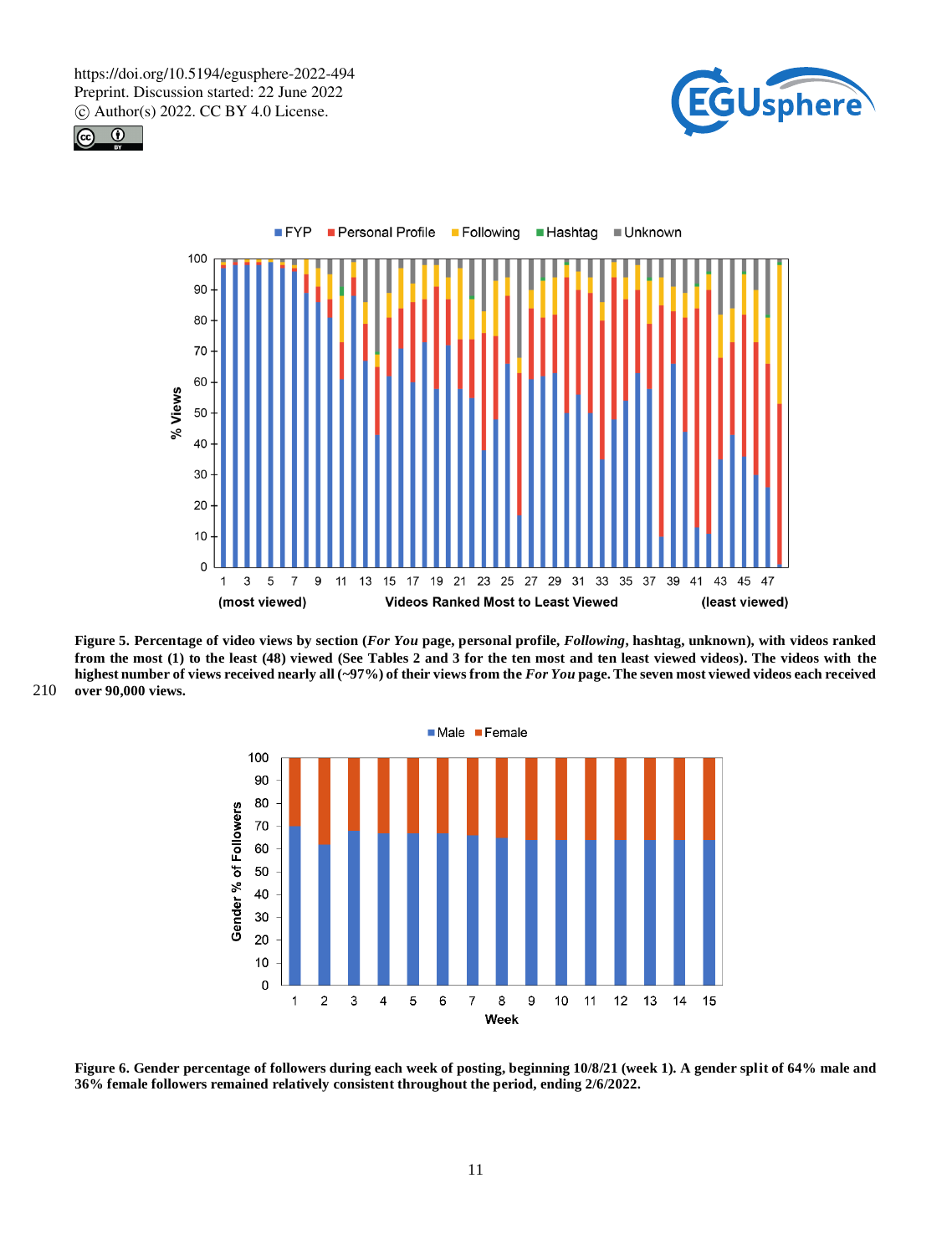**Figure 5. Percentage of video views by section (*For You* page, personal profile, *Following*, hashtag, unknown), with videos ranked from the most (1) to the least (48) viewed (See Tables 2 and 3 for the ten most and ten least viewed videos). The videos with the highest number of views received nearly all (~97%) of their views from the *For You* page. The seven most viewed videos each received over 90,000 views.**

**Figure 6. Gender percentage of followers during each week of posting, beginning 10/8/21 (week 1). A gender split of 64% male and 36% female followers remained relatively consistent throughout the period, ending 2/6/2022.**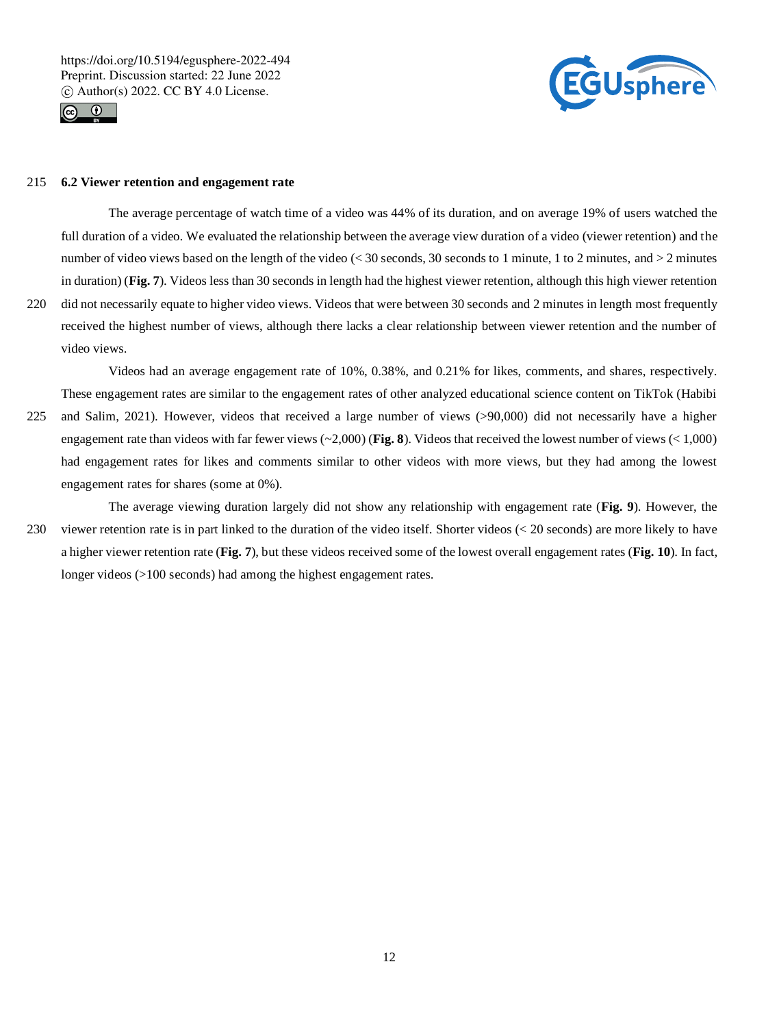### 6.2 Viewer retention and engagement rate

The average percentage of watch time of a video was 44% of its duration, and on average 19% of users watched the full duration of a video. We evaluated the relationship between the average view duration of a video (viewer retention) and the number of video views based on the length of the video (< 30 seconds, 30 seconds to 1 minute, 1 to 2 minutes, and > 2 minutes in duration) (**Fig. 7**). Videos less than 30 seconds in length had the highest viewer retention, although this high viewer retention did not necessarily equate to higher video views. Videos that were between 30 seconds and 2 minutes in length most frequently received the highest number of views, although there lacks a clear relationship between viewer retention and the number of video views.

Videos had an average engagement rate of 10%, 0.38%, and 0.21% for likes, comments, and shares, respectively. These engagement rates are similar to the engagement rates of other analyzed educational science content on TikTok (Habibi and Salim, 2021). However, videos that received a large number of views (>90,000) did not necessarily have a higher engagement rate than videos with far fewer views (~2,000) (**Fig. 8**). Videos that received the lowest number of views (< 1,000) had engagement rates for likes and comments similar to other videos with more views, but they had among the lowest engagement rates for shares (some at 0%).

The average viewing duration largely did not show any relationship with engagement rate (**Fig. 9**). However, the viewer retention rate is in part linked to the duration of the video itself. Shorter videos (< 20 seconds) are more likely to have a higher viewer retention rate (**Fig. 7**), but these videos received some of the lowest overall engagement rates (**Fig. 10**). In fact, longer videos (>100 seconds) had among the highest engagement rates.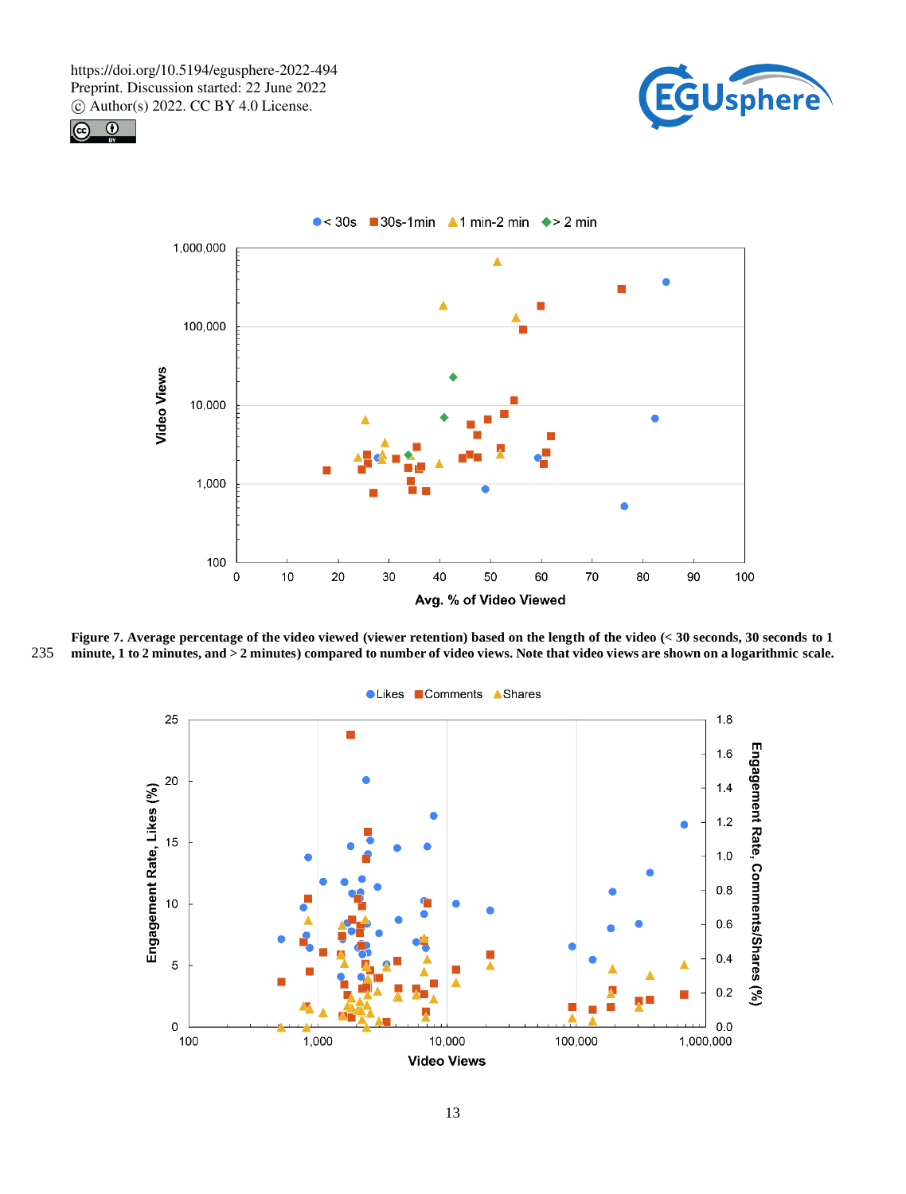**Figure 7. Average percentage of the video viewed (viewer retention) based on the length of the video (< 30 seconds, 30 seconds to 1 minute, 1 to 2 minutes, and > 2 minutes) compared to number of video views. Note that video views are shown on a logarithmic scale.**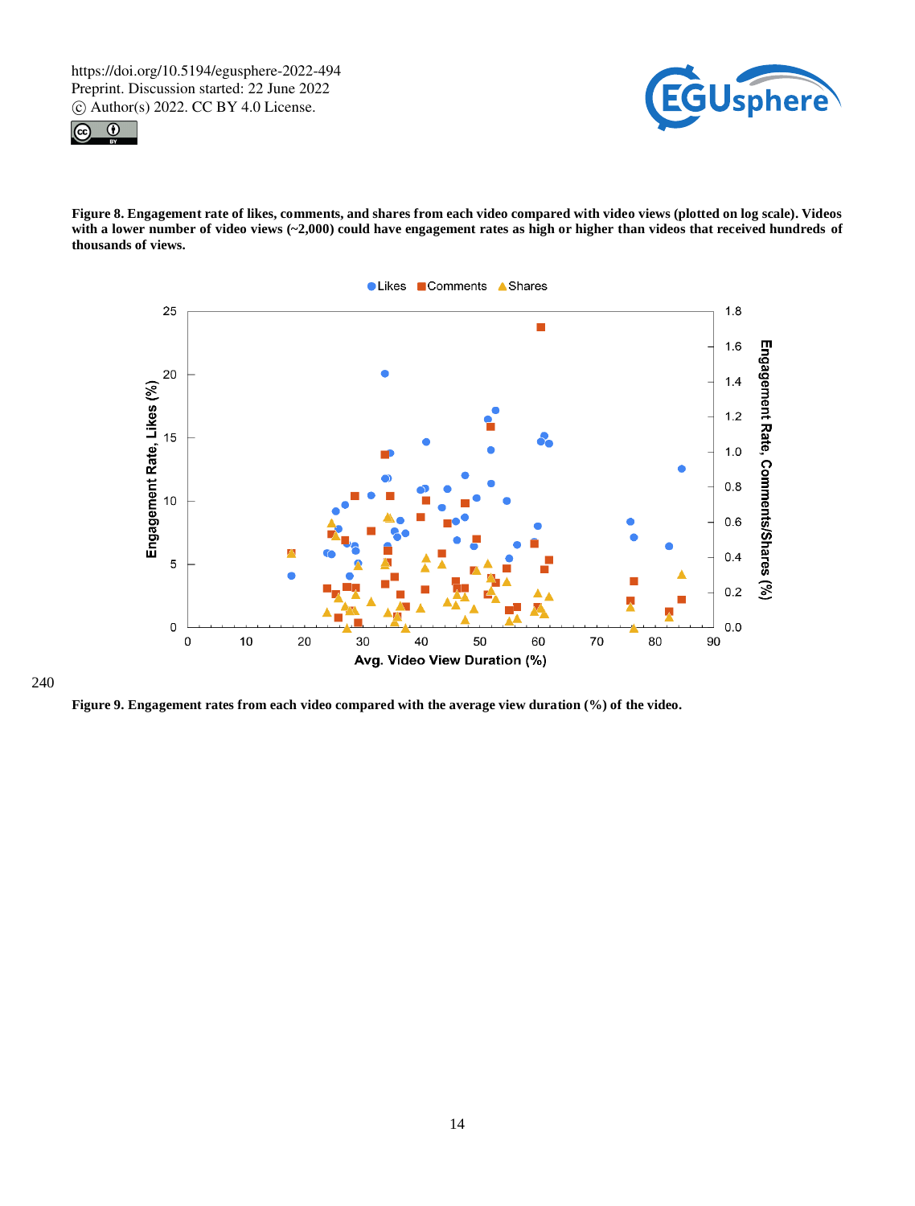**Figure 8. Engagement rate of likes, comments, and shares from each video compared with video views (plotted on log scale). Videos with a lower number of video views (~2,000) could have engagement rates as high or higher than videos that received hundreds of thousands of views.**

**Figure 9. Engagement rates from each video compared with the average view duration (%) of the video.**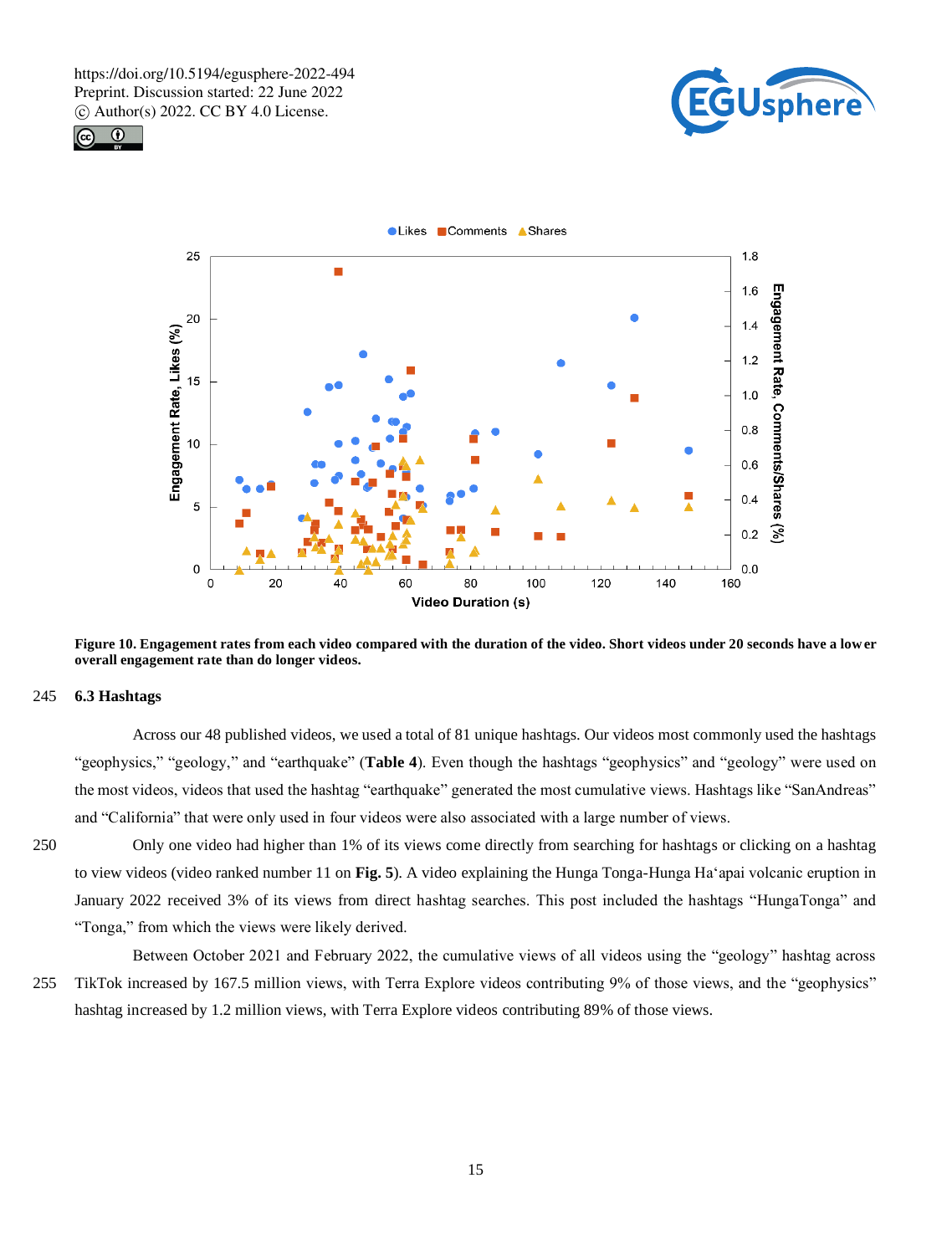Figure 10. Engagement rates from each video compared with the duration of the video. Short videos under 20 seconds have a lower overall engagement rate than do longer videos.

### 6.3 Hashtags

Across our 48 published videos, we used a total of 81 unique hashtags. Our videos most commonly used the hashtags "geophysics," "geology," and "earthquake" (**Table 4**). Even though the hashtags "geophysics" and "geology" were used on the most videos, videos that used the hashtag "earthquake" generated the most cumulative views. Hashtags like "SanAndreas" and "California" that were only used in four videos were also associated with a large number of views.

Only one video had higher than 1% of its views come directly from searching for hashtags or clicking on a hashtag to view videos (video ranked number 11 on **Fig. 5**). A video explaining the Hunga Tonga-Hunga Ha'apai volcanic eruption in January 2022 received 3% of its views from direct hashtag searches. This post included the hashtags "HungaTonga" and "Tonga," from which the views were likely derived.

Between October 2021 and February 2022, the cumulative views of all videos using the "geology" hashtag across TikTok increased by 167.5 million views, with Terra Explore videos contributing 9% of those views, and the "geophysics" hashtag increased by 1.2 million views, with Terra Explore videos contributing 89% of those views.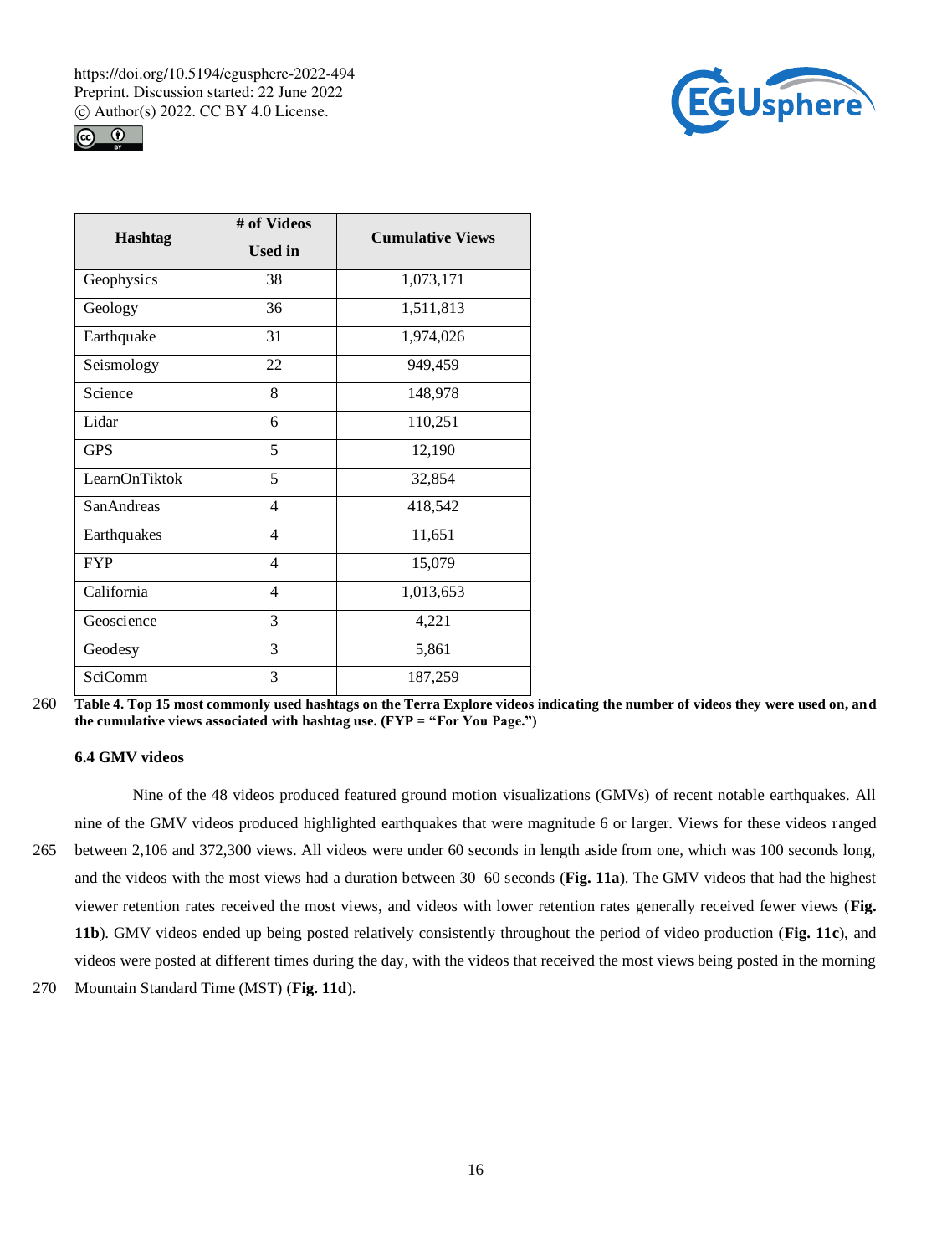| Hashtag | # of Videos Used in | Cumulative Views |
|---|---|---|
| Geophysics | 38 | 1,073,171 |
| Geology | 36 | 1,511,813 |
| Earthquake | 31 | 1,974,026 |
| Seismology | 22 | 949,459 |
| Science | 8 | 148,978 |
| Lidar | 6 | 110,251 |
| GPS | 5 | 12,190 |
| LearnOnTiktok | 5 | 32,854 |
| SanAndreas | 4 | 418,542 |
| Earthquakes | 4 | 11,651 |
| FYP | 4 | 15,079 |
| California | 4 | 1,013,653 |
| Geoscience | 3 | 4,221 |
| Geodesy | 3 | 5,861 |
| SciComm | 3 | 187,259 |

**Table 4. Top 15 most commonly used hashtags on the Terra Explore videos indicating the number of videos they were used on, and the cumulative views associated with hashtag use. (FYP = "For You Page.")**

### 6.4 GMV videos

Nine of the 48 videos produced featured ground motion visualizations (GMVs) of recent notable earthquakes. All nine of the GMV videos produced highlighted earthquakes that were magnitude 6 or larger. Views for these videos ranged between 2,106 and 372,300 views. All videos were under 60 seconds in length aside from one, which was 100 seconds long, and the videos with the most views had a duration between 30–60 seconds (**Fig. 11a**). The GMV videos that had the highest viewer retention rates received the most views, and videos with lower retention rates generally received fewer views (**Fig. 11b**). GMV videos ended up being posted relatively consistently throughout the period of video production (**Fig. 11c**), and videos were posted at different times during the day, with the videos that received the most views being posted in the morning Mountain Standard Time (MST) (**Fig. 11d**).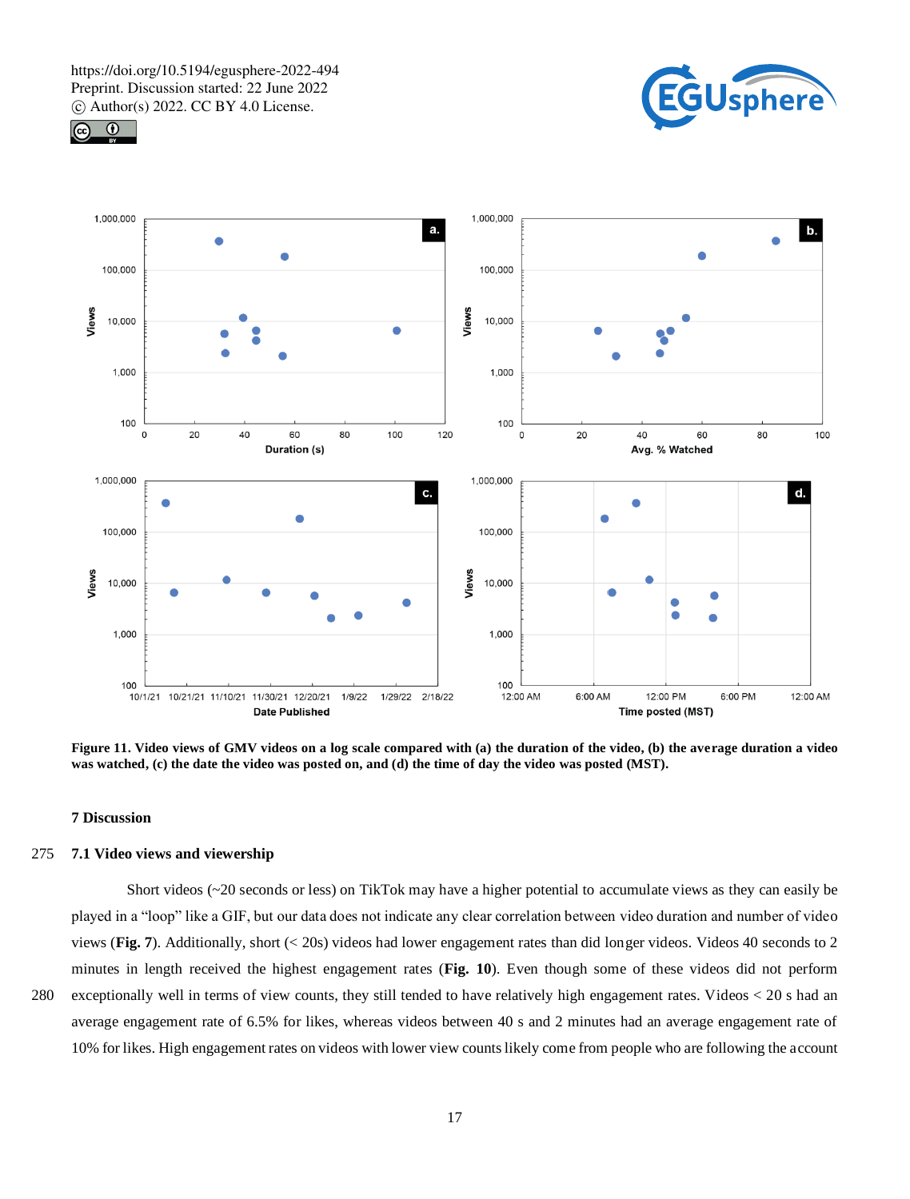**Figure 11. Video views of GMV videos on a log scale compared with (a) the duration of the video, (b) the average duration a video was watched, (c) the date the video was posted on, and (d) the time of day the video was posted (MST).**

## 7 Discussion

### 7.1 Video views and viewership

Short videos (~20 seconds or less) on TikTok may have a higher potential to accumulate views as they can easily be played in a "loop" like a GIF, but our data does not indicate any clear correlation between video duration and number of video views (**Fig. 7**). Additionally, short (< 20s) videos had lower engagement rates than did longer videos. Videos 40 seconds to 2 minutes in length received the highest engagement rates (**Fig. 10**). Even though some of these videos did not perform exceptionally well in terms of view counts, they still tended to have relatively high engagement rates. Videos < 20 s had an average engagement rate of 6.5% for likes, whereas videos between 40 s and 2 minutes had an average engagement rate of 10% for likes. High engagement rates on videos with lower view counts likely come from people who are following the account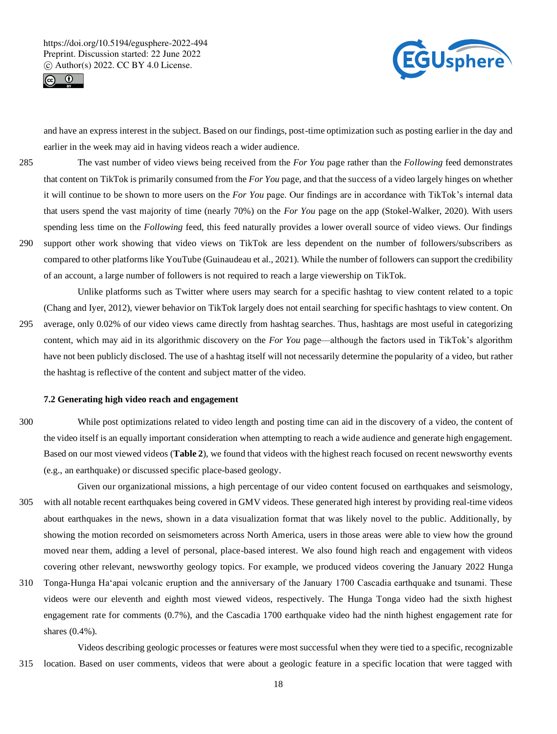and have an express interest in the subject. Based on our findings, post-time optimization such as posting earlier in the day and earlier in the week may aid in having videos reach a wider audience.

The vast number of video views being received from the *For You* page rather than the *Following* feed demonstrates that content on TikTok is primarily consumed from the *For You* page, and that the success of a video largely hinges on whether it will continue to be shown to more users on the *For You* page. Our findings are in accordance with TikTok's internal data that users spend the vast majority of time (nearly 70%) on the *For You* page on the app (Stokel-Walker, 2020). With users spending less time on the *Following* feed, this feed naturally provides a lower overall source of video views. Our findings support other work showing that video views on TikTok are less dependent on the number of followers/subscribers as compared to other platforms like YouTube (Guinaudeau et al., 2021). While the number of followers can support the credibility of an account, a large number of followers is not required to reach a large viewership on TikTok.

Unlike platforms such as Twitter where users may search for a specific hashtag to view content related to a topic (Chang and Iyer, 2012), viewer behavior on TikTok largely does not entail searching for specific hashtags to view content. On average, only 0.02% of our video views came directly from hashtag searches. Thus, hashtags are most useful in categorizing content, which may aid in its algorithmic discovery on the *For You* page—although the factors used in TikTok's algorithm have not been publicly disclosed. The use of a hashtag itself will not necessarily determine the popularity of a video, but rather the hashtag is reflective of the content and subject matter of the video.

### 7.2 Generating high video reach and engagement

While post optimizations related to video length and posting time can aid in the discovery of a video, the content of the video itself is an equally important consideration when attempting to reach a wide audience and generate high engagement. Based on our most viewed videos (**Table 2**), we found that videos with the highest reach focused on recent newsworthy events (e.g., an earthquake) or discussed specific place-based geology.

Given our organizational missions, a high percentage of our video content focused on earthquakes and seismology, with all notable recent earthquakes being covered in GMV videos. These generated high interest by providing real-time videos about earthquakes in the news, shown in a data visualization format that was likely novel to the public. Additionally, by showing the motion recorded on seismometers across North America, users in those areas were able to view how the ground moved near them, adding a level of personal, place-based interest. We also found high reach and engagement with videos covering other relevant, newsworthy geology topics. For example, we produced videos covering the January 2022 Hunga Tonga-Hunga Ha'apai volcanic eruption and the anniversary of the January 1700 Cascadia earthquake and tsunami. These videos were our eleventh and eighth most viewed videos, respectively. The Hunga Tonga video had the sixth highest engagement rate for comments (0.7%), and the Cascadia 1700 earthquake video had the ninth highest engagement rate for shares (0.4%).

Videos describing geologic processes or features were most successful when they were tied to a specific, recognizable location. Based on user comments, videos that were about a geologic feature in a specific location that were tagged with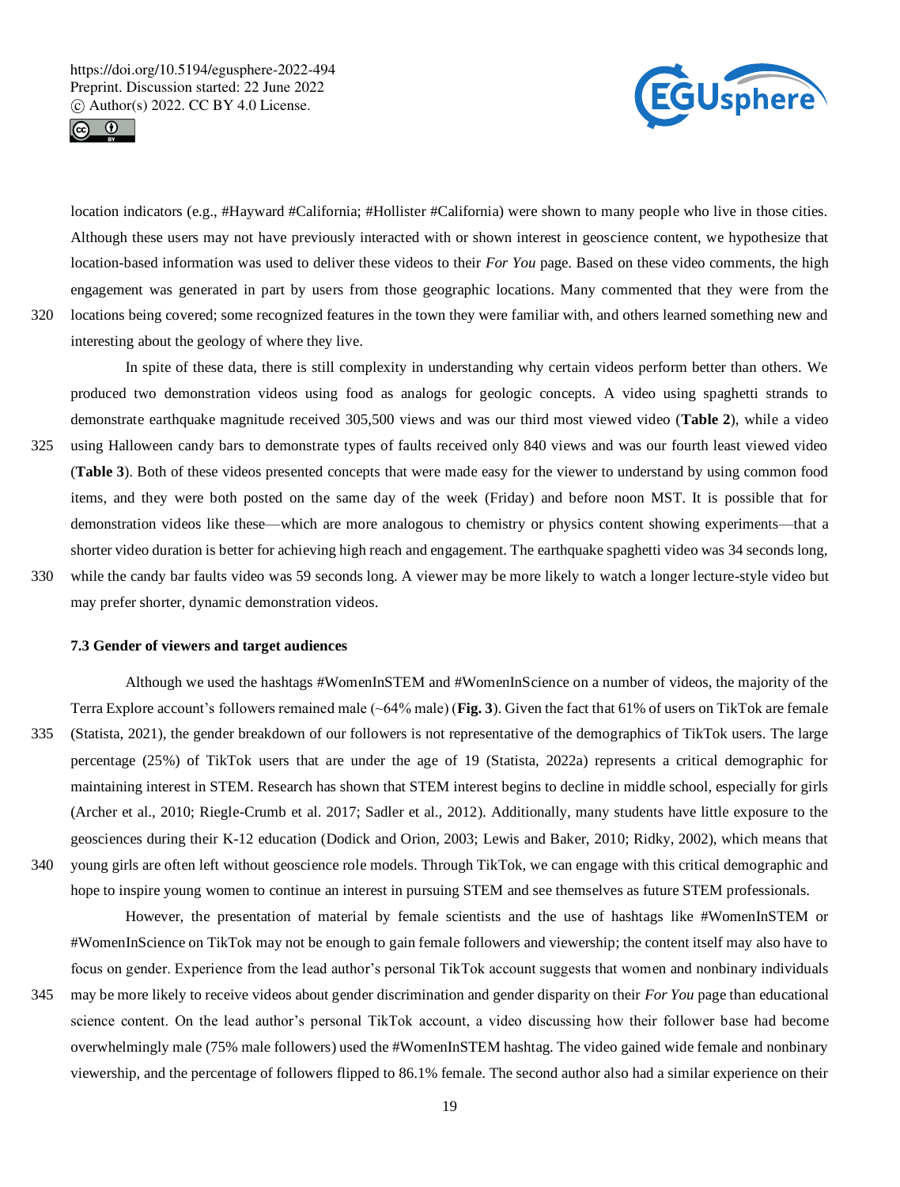location indicators (e.g., #Hayward #California; #Hollister #California) were shown to many people who live in those cities. Although these users may not have previously interacted with or shown interest in geoscience content, we hypothesize that location-based information was used to deliver these videos to their *For You* page. Based on these video comments, the high engagement was generated in part by users from those geographic locations. Many commented that they were from the locations being covered; some recognized features in the town they were familiar with, and others learned something new and interesting about the geology of where they live.

In spite of these data, there is still complexity in understanding why certain videos perform better than others. We produced two demonstration videos using food as analogs for geologic concepts. A video using spaghetti strands to demonstrate earthquake magnitude received 305,500 views and was our third most viewed video (**Table 2**), while a video using Halloween candy bars to demonstrate types of faults received only 840 views and was our fourth least viewed video (**Table 3**). Both of these videos presented concepts that were made easy for the viewer to understand by using common food items, and they were both posted on the same day of the week (Friday) and before noon MST. It is possible that for demonstration videos like these—which are more analogous to chemistry or physics content showing experiments—that a shorter video duration is better for achieving high reach and engagement. The earthquake spaghetti video was 34 seconds long, while the candy bar faults video was 59 seconds long. A viewer may be more likely to watch a longer lecture-style video but may prefer shorter, dynamic demonstration videos.

### 7.3 Gender of viewers and target audiences

Although we used the hashtags #WomenInSTEM and #WomenInScience on a number of videos, the majority of the Terra Explore account's followers remained male (~64% male) (**Fig. 3**). Given the fact that 61% of users on TikTok are female (Statista, 2021), the gender breakdown of our followers is not representative of the demographics of TikTok users. The large percentage (25%) of TikTok users that are under the age of 19 (Statista, 2022a) represents a critical demographic for maintaining interest in STEM. Research has shown that STEM interest begins to decline in middle school, especially for girls (Archer et al., 2010; Riegle-Crumb et al. 2017; Sadler et al., 2012). Additionally, many students have little exposure to the geosciences during their K-12 education (Dodick and Orion, 2003; Lewis and Baker, 2010; Ridky, 2002), which means that young girls are often left without geoscience role models. Through TikTok, we can engage with this critical demographic and hope to inspire young women to continue an interest in pursuing STEM and see themselves as future STEM professionals.

However, the presentation of material by female scientists and the use of hashtags like #WomenInSTEM or #WomenInScience on TikTok may not be enough to gain female followers and viewership; the content itself may also have to focus on gender. Experience from the lead author's personal TikTok account suggests that women and nonbinary individuals may be more likely to receive videos about gender discrimination and gender disparity on their *For You* page than educational science content. On the lead author's personal TikTok account, a video discussing how their follower base had become overwhelmingly male (75% male followers) used the #WomenInSTEM hashtag. The video gained wide female and nonbinary viewership, and the percentage of followers flipped to 86.1% female. The second author also had a similar experience on their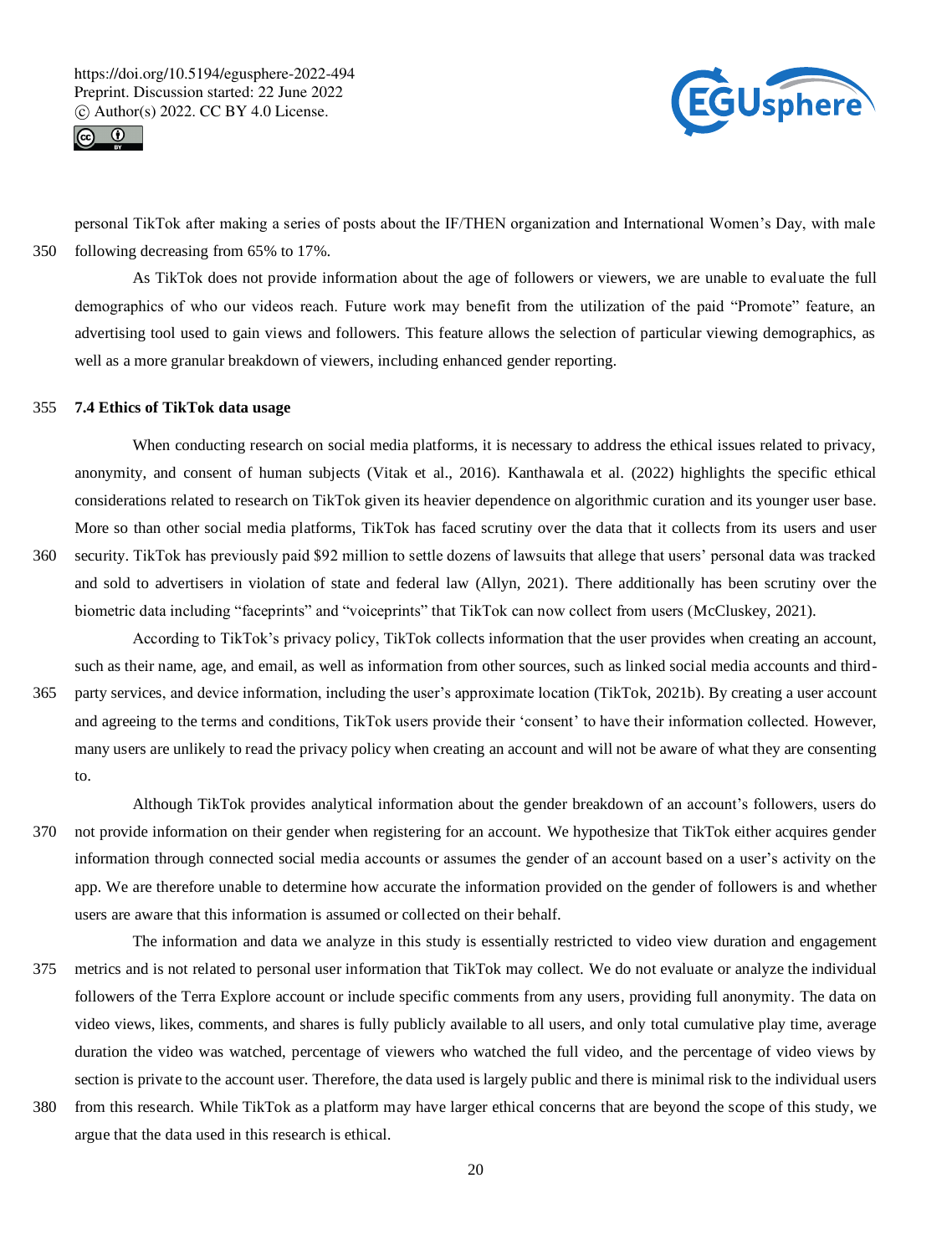personal TikTok after making a series of posts about the IF/THEN organization and International Women's Day, with male following decreasing from 65% to 17%.

As TikTok does not provide information about the age of followers or viewers, we are unable to evaluate the full demographics of who our videos reach. Future work may benefit from the utilization of the paid "Promote" feature, an advertising tool used to gain views and followers. This feature allows the selection of particular viewing demographics, as well as a more granular breakdown of viewers, including enhanced gender reporting.

### 7.4 Ethics of TikTok data usage

When conducting research on social media platforms, it is necessary to address the ethical issues related to privacy, anonymity, and consent of human subjects (Vitak et al., 2016). Kanthawala et al. (2022) highlights the specific ethical considerations related to research on TikTok given its heavier dependence on algorithmic curation and its younger user base. More so than other social media platforms, TikTok has faced scrutiny over the data that it collects from its users and user security. TikTok has previously paid $92 million to settle dozens of lawsuits that allege that users' personal data was tracked and sold to advertisers in violation of state and federal law (Allyn, 2021). There additionally has been scrutiny over the biometric data including "faceprints" and "voiceprints" that TikTok can now collect from users (McCluskey, 2021).

According to TikTok's privacy policy, TikTok collects information that the user provides when creating an account, such as their name, age, and email, as well as information from other sources, such as linked social media accounts and third-party services, and device information, including the user's approximate location (TikTok, 2021b). By creating a user account and agreeing to the terms and conditions, TikTok users provide their 'consent' to have their information collected. However, many users are unlikely to read the privacy policy when creating an account and will not be aware of what they are consenting to.

Although TikTok provides analytical information about the gender breakdown of an account's followers, users do not provide information on their gender when registering for an account. We hypothesize that TikTok either acquires gender information through connected social media accounts or assumes the gender of an account based on a user's activity on the app. We are therefore unable to determine how accurate the information provided on the gender of followers is and whether users are aware that this information is assumed or collected on their behalf.

The information and data we analyze in this study is essentially restricted to video view duration and engagement metrics and is not related to personal user information that TikTok may collect. We do not evaluate or analyze the individual followers of the Terra Explore account or include specific comments from any users, providing full anonymity. The data on video views, likes, comments, and shares is fully publicly available to all users, and only total cumulative play time, average duration the video was watched, percentage of viewers who watched the full video, and the percentage of video views by section is private to the account user. Therefore, the data used is largely public and there is minimal risk to the individual users from this research. While TikTok as a platform may have larger ethical concerns that are beyond the scope of this study, we argue that the data used in this research is ethical.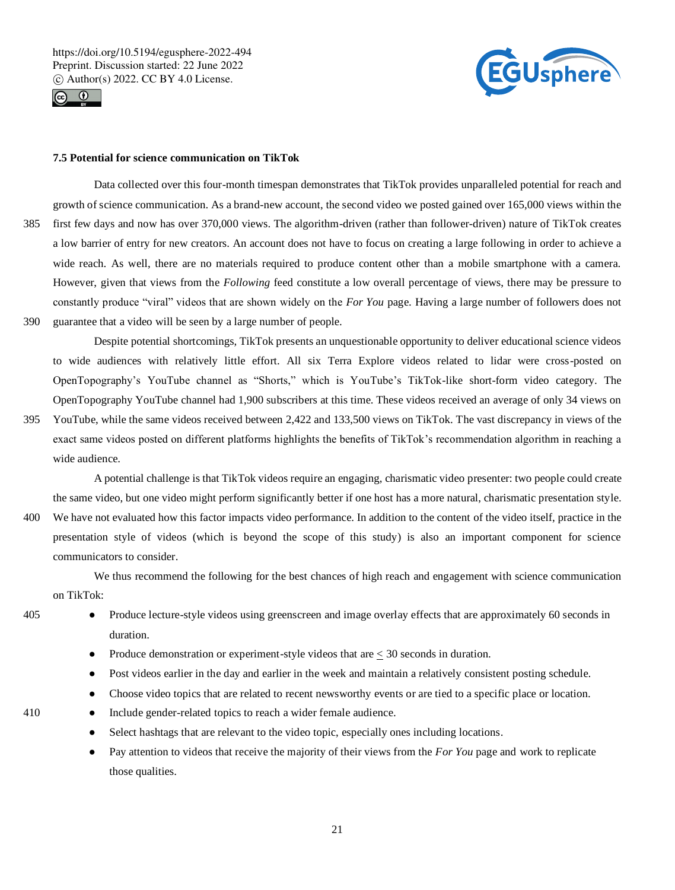### 7.5 Potential for science communication on TikTok

Data collected over this four-month timespan demonstrates that TikTok provides unparalleled potential for reach and growth of science communication. As a brand-new account, the second video we posted gained over 165,000 views within the first few days and now has over 370,000 views. The algorithm-driven (rather than follower-driven) nature of TikTok creates a low barrier of entry for new creators. An account does not have to focus on creating a large following in order to achieve a wide reach. As well, there are no materials required to produce content other than a mobile smartphone with a camera. However, given that views from the *Following* feed constitute a low overall percentage of views, there may be pressure to constantly produce "viral" videos that are shown widely on the *For You* page. Having a large number of followers does not guarantee that a video will be seen by a large number of people.

Despite potential shortcomings, TikTok presents an unquestionable opportunity to deliver educational science videos to wide audiences with relatively little effort. All six Terra Explore videos related to lidar were cross-posted on OpenTopography's YouTube channel as "Shorts," which is YouTube's TikTok-like short-form video category. The OpenTopography YouTube channel had 1,900 subscribers at this time. These videos received an average of only 34 views on YouTube, while the same videos received between 2,422 and 133,500 views on TikTok. The vast discrepancy in views of the exact same videos posted on different platforms highlights the benefits of TikTok's recommendation algorithm in reaching a wide audience.

A potential challenge is that TikTok videos require an engaging, charismatic video presenter: two people could create the same video, but one video might perform significantly better if one host has a more natural, charismatic presentation style. We have not evaluated how this factor impacts video performance. In addition to the content of the video itself, practice in the presentation style of videos (which is beyond the scope of this study) is also an important component for science communicators to consider.

We thus recommend the following for the best chances of high reach and engagement with science communication on TikTok:

- Produce lecture-style videos using greenscreen and image overlay effects that are approximately 60 seconds in duration.
- Produce demonstration or experiment-style videos that are $\leq$ 30 seconds in duration.
- Post videos earlier in the day and earlier in the week and maintain a relatively consistent posting schedule.
- Choose video topics that are related to recent newsworthy events or are tied to a specific place or location.
- Include gender-related topics to reach a wider female audience.
- Select hashtags that are relevant to the video topic, especially ones including locations.
- Pay attention to videos that receive the majority of their views from the *For You* page and work to replicate those qualities.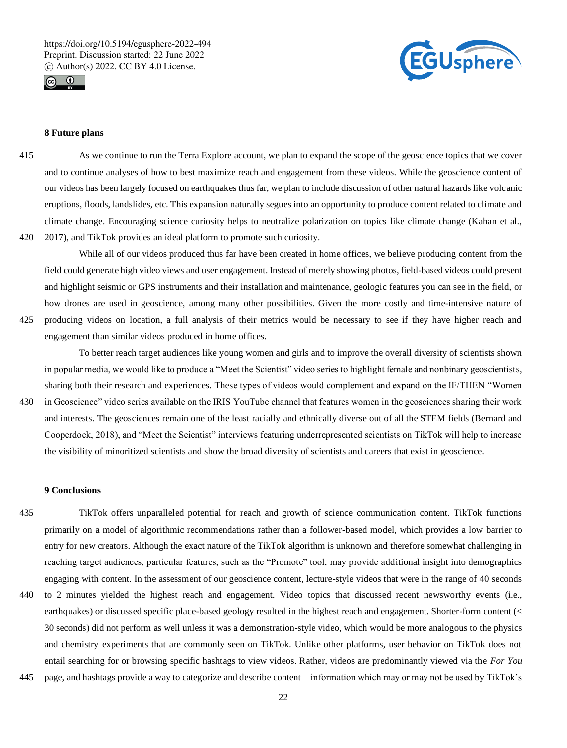## 8 Future plans

As we continue to run the Terra Explore account, we plan to expand the scope of the geoscience topics that we cover and to continue analyses of how to best maximize reach and engagement from these videos. While the geoscience content of our videos has been largely focused on earthquakes thus far, we plan to include discussion of other natural hazards like volcanic eruptions, floods, landslides, etc. This expansion naturally segues into an opportunity to produce content related to climate and climate change. Encouraging science curiosity helps to neutralize polarization on topics like climate change (Kahan et al., 2017), and TikTok provides an ideal platform to promote such curiosity.

While all of our videos produced thus far have been created in home offices, we believe producing content from the field could generate high video views and user engagement. Instead of merely showing photos, field-based videos could present and highlight seismic or GPS instruments and their installation and maintenance, geologic features you can see in the field, or how drones are used in geoscience, among many other possibilities. Given the more costly and time-intensive nature of producing videos on location, a full analysis of their metrics would be necessary to see if they have higher reach and engagement than similar videos produced in home offices.

To better reach target audiences like young women and girls and to improve the overall diversity of scientists shown in popular media, we would like to produce a "Meet the Scientist" video series to highlight female and nonbinary geoscientists, sharing both their research and experiences. These types of videos would complement and expand on the IF/THEN "Women in Geoscience" video series available on the IRIS YouTube channel that features women in the geosciences sharing their work and interests. The geosciences remain one of the least racially and ethnically diverse out of all the STEM fields (Bernard and Cooperdock, 2018), and "Meet the Scientist" interviews featuring underrepresented scientists on TikTok will help to increase the visibility of minoritized scientists and show the broad diversity of scientists and careers that exist in geoscience.

## 9 Conclusions

TikTok offers unparalleled potential for reach and growth of science communication content. TikTok functions primarily on a model of algorithmic recommendations rather than a follower-based model, which provides a low barrier to entry for new creators. Although the exact nature of the TikTok algorithm is unknown and therefore somewhat challenging in reaching target audiences, particular features, such as the "Promote" tool, may provide additional insight into demographics engaging with content. In the assessment of our geoscience content, lecture-style videos that were in the range of 40 seconds to 2 minutes yielded the highest reach and engagement. Video topics that discussed recent newsworthy events (i.e., earthquakes) or discussed specific place-based geology resulted in the highest reach and engagement. Shorter-form content (< 30 seconds) did not perform as well unless it was a demonstration-style video, which would be more analogous to the physics and chemistry experiments that are commonly seen on TikTok. Unlike other platforms, user behavior on TikTok does not entail searching for or browsing specific hashtags to view videos. Rather, videos are predominantly viewed via the *For You* page, and hashtags provide a way to categorize and describe content—information which may or may not be used by TikTok's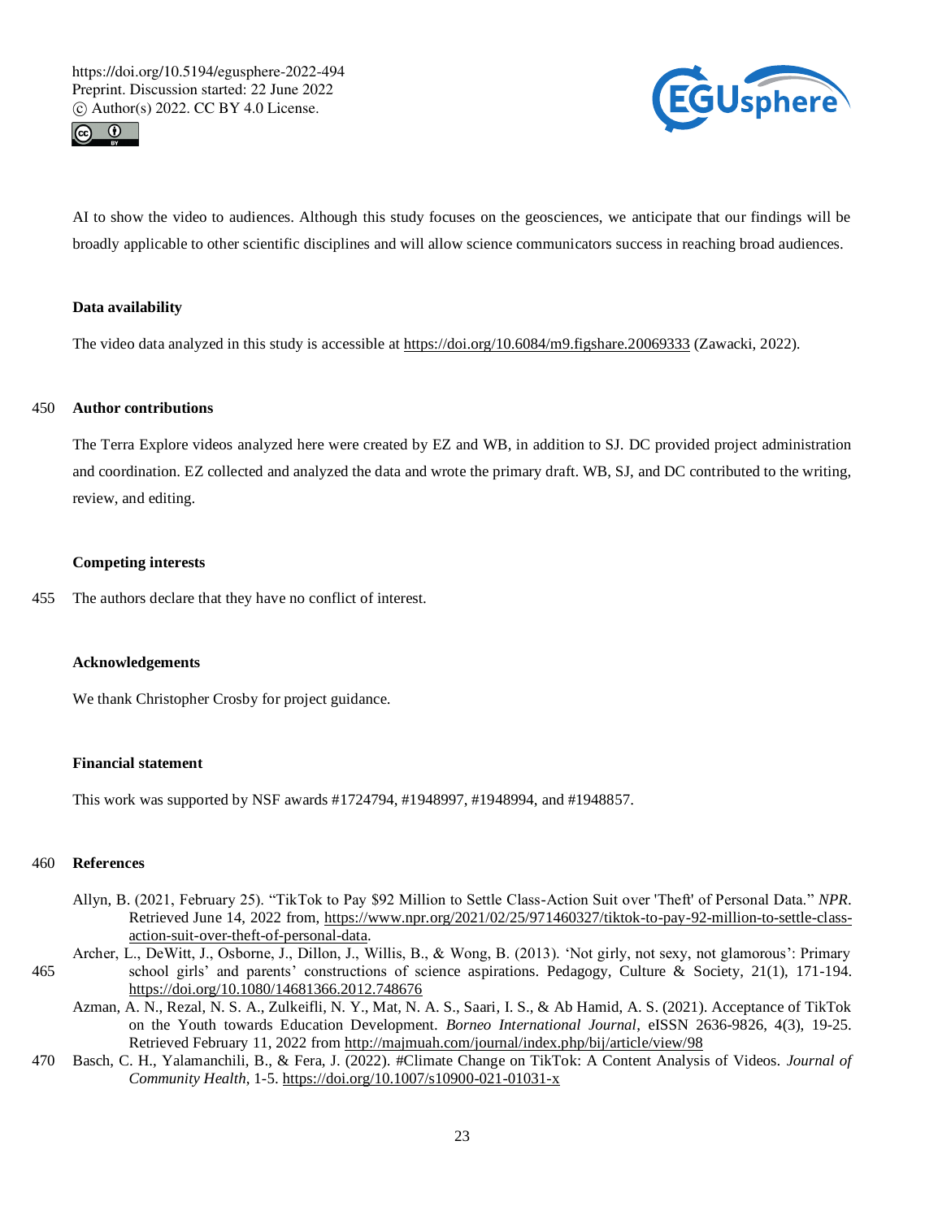AI to show the video to audiences. Although this study focuses on the geosciences, we anticipate that our findings will be broadly applicable to other scientific disciplines and will allow science communicators success in reaching broad audiences.

## Data availability

The video data analyzed in this study is accessible at https://doi.org/10.6084/m9.figshare.20069333 (Zawacki, 2022).

## Author contributions

The Terra Explore videos analyzed here were created by EZ and WB, in addition to SJ. DC provided project administration and coordination. EZ collected and analyzed the data and wrote the primary draft. WB, SJ, and DC contributed to the writing, review, and editing.

## Competing interests

The authors declare that they have no conflict of interest.

## Acknowledgements

We thank Christopher Crosby for project guidance.

## Financial statement

This work was supported by NSF awards #1724794, #1948997, #1948994, and #1948857.

## References

Allyn, B. (2021, February 25). "TikTok to Pay $92 Million to Settle Class-Action Suit over 'Theft' of Personal Data." *NPR*. Retrieved June 14, 2022 from, https://www.npr.org/2021/02/25/971460327/tiktok-to-pay-92-million-to-settle-class-action-suit-over-theft-of-personal-data.

Archer, L., DeWitt, J., Osborne, J., Dillon, J., Willis, B., & Wong, B. (2013). 'Not girly, not sexy, not glamorous': Primary school girls' and parents' constructions of science aspirations. Pedagogy, Culture & Society, 21(1), 171-194. https://doi.org/10.1080/14681366.2012.748676

Azman, A. N., Rezal, N. S. A., Zulkeifli, N. Y., Mat, N. A. S., Saari, I. S., & Ab Hamid, A. S. (2021). Acceptance of TikTok on the Youth towards Education Development. *Borneo International Journal*, eISSN 2636-9826, 4(3), 19-25. Retrieved February 11, 2022 from http://majmuah.com/journal/index.php/bij/article/view/98

Basch, C. H., Yalamanchili, B., & Fera, J. (2022). #Climate Change on TikTok: A Content Analysis of Videos. *Journal of Community Health*, 1-5. https://doi.org/10.1007/s10900-021-01031-x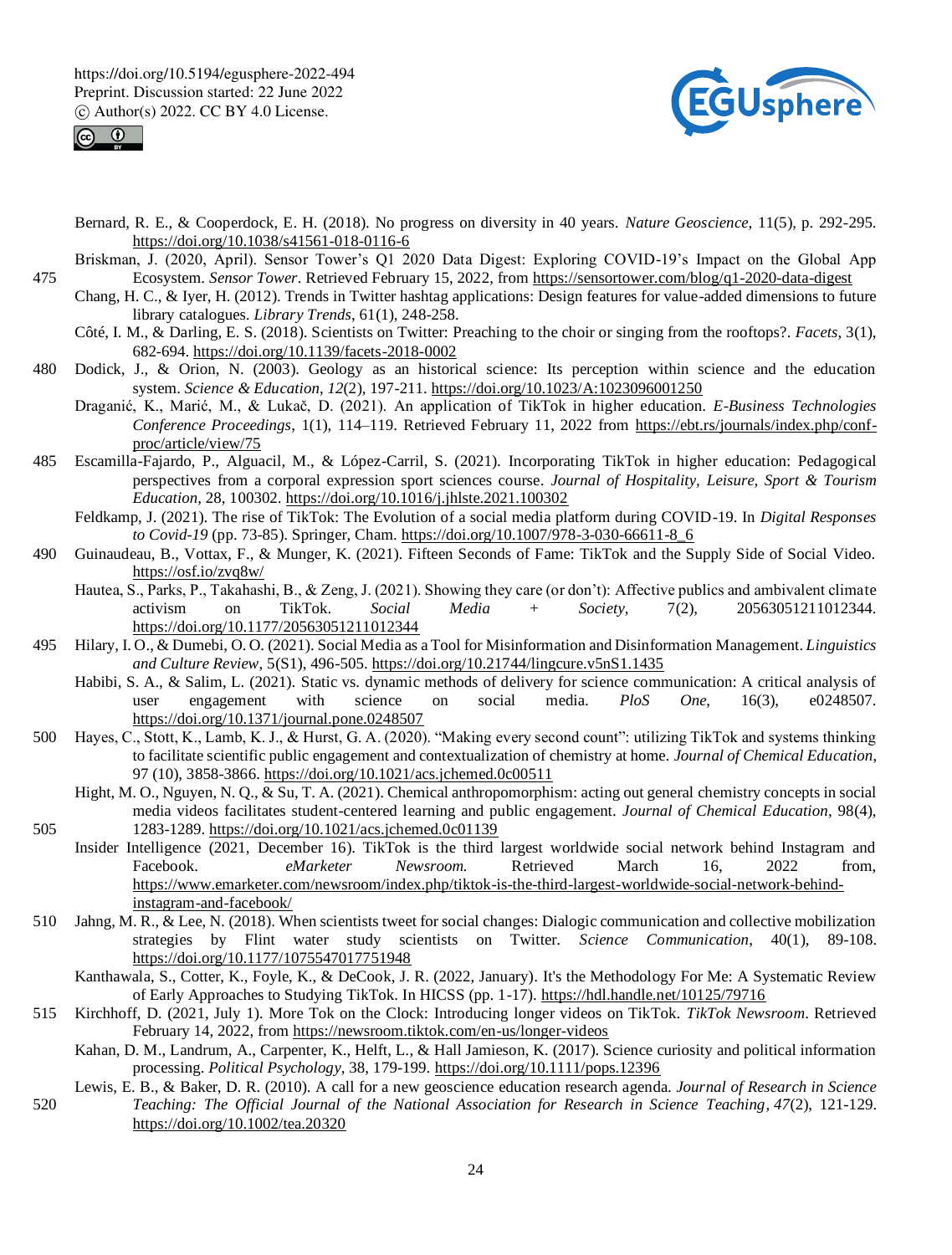Bernard, R. E., & Cooperdock, E. H. (2018). No progress on diversity in 40 years. *Nature Geoscience*, 11(5), p. 292-295. https://doi.org/10.1038/s41561-018-0116-6

Briskman, J. (2020, April). Sensor Tower's Q1 2020 Data Digest: Exploring COVID-19's Impact on the Global App Ecosystem. *Sensor Tower*. Retrieved February 15, 2022, from https://sensortower.com/blog/q1-2020-data-digest

Chang, H. C., & Iyer, H. (2012). Trends in Twitter hashtag applications: Design features for value-added dimensions to future library catalogues. *Library Trends*, 61(1), 248-258.

Côté, I. M., & Darling, E. S. (2018). Scientists on Twitter: Preaching to the choir or singing from the rooftops?. *Facets*, 3(1), 682-694. https://doi.org/10.1139/facets-2018-0002

Dodick, J., & Orion, N. (2003). Geology as an historical science: Its perception within science and the education system. *Science & Education*, *12*(2), 197-211. https://doi.org/10.1023/A:1023096001250

Draganić, K., Marić, M., & Lukač, D. (2021). An application of TikTok in higher education. *E-Business Technologies Conference Proceedings*, 1(1), 114–119. Retrieved February 11, 2022 from https://ebt.rs/journals/index.php/conf-proc/article/view/75

Escamilla-Fajardo, P., Alguacil, M., & López-Carril, S. (2021). Incorporating TikTok in higher education: Pedagogical perspectives from a corporal expression sport sciences course. *Journal of Hospitality, Leisure, Sport & Tourism Education*, 28, 100302. https://doi.org/10.1016/j.jhlste.2021.100302

Feldkamp, J. (2021). The rise of TikTok: The Evolution of a social media platform during COVID-19. In *Digital Responses to Covid-19* (pp. 73-85). Springer, Cham. https://doi.org/10.1007/978-3-030-66611-8_6

Guinaudeau, B., Vottax, F., & Munger, K. (2021). Fifteen Seconds of Fame: TikTok and the Supply Side of Social Video. https://osf.io/zvq8w/

Hautea, S., Parks, P., Takahashi, B., & Zeng, J. (2021). Showing they care (or don't): Affective publics and ambivalent climate activism on TikTok. *Social Media + Society*, 7(2), 20563051211012344. https://doi.org/10.1177/20563051211012344

Hilary, I. O., & Dumebi, O. O. (2021). Social Media as a Tool for Misinformation and Disinformation Management. *Linguistics and Culture Review*, 5(S1), 496-505. https://doi.org/10.21744/lingcure.v5nS1.1435

Habibi, S. A., & Salim, L. (2021). Static vs. dynamic methods of delivery for science communication: A critical analysis of user engagement with science on social media. *PloS One*, 16(3), e0248507. https://doi.org/10.1371/journal.pone.0248507

Hayes, C., Stott, K., Lamb, K. J., & Hurst, G. A. (2020). "Making every second count": utilizing TikTok and systems thinking to facilitate scientific public engagement and contextualization of chemistry at home. *Journal of Chemical Education*, 97 (10), 3858-3866. https://doi.org/10.1021/acs.jchemed.0c00511

Hight, M. O., Nguyen, N. Q., & Su, T. A. (2021). Chemical anthropomorphism: acting out general chemistry concepts in social media videos facilitates student-centered learning and public engagement. *Journal of Chemical Education*, 98(4), 1283-1289. https://doi.org/10.1021/acs.jchemed.0c01139

Insider Intelligence (2021, December 16). TikTok is the third largest worldwide social network behind Instagram and Facebook. *eMarketer Newsroom.* Retrieved March 16, 2022 from, https://www.emarketer.com/newsroom/index.php/tiktok-is-the-third-largest-worldwide-social-network-behind-instagram-and-facebook/

Jahng, M. R., & Lee, N. (2018). When scientists tweet for social changes: Dialogic communication and collective mobilization strategies by Flint water study scientists on Twitter. *Science Communication*, 40(1), 89-108. https://doi.org/10.1177/1075547017751948

Kanthawala, S., Cotter, K., Foyle, K., & DeCook, J. R. (2022, January). It's the Methodology For Me: A Systematic Review of Early Approaches to Studying TikTok. In HICSS (pp. 1-17). https://hdl.handle.net/10125/79716

Kirchhoff, D. (2021, July 1). More Tok on the Clock: Introducing longer videos on TikTok. *TikTok Newsroom*. Retrieved February 14, 2022, from https://newsroom.tiktok.com/en-us/longer-videos

Kahan, D. M., Landrum, A., Carpenter, K., Helft, L., & Hall Jamieson, K. (2017). Science curiosity and political information processing. *Political Psychology*, 38, 179-199. https://doi.org/10.1111/pops.12396

Lewis, E. B., & Baker, D. R. (2010). A call for a new geoscience education research agenda. *Journal of Research in Science Teaching: The Official Journal of the National Association for Research in Science Teaching*, *47*(2), 121-129. https://doi.org/10.1002/tea.20320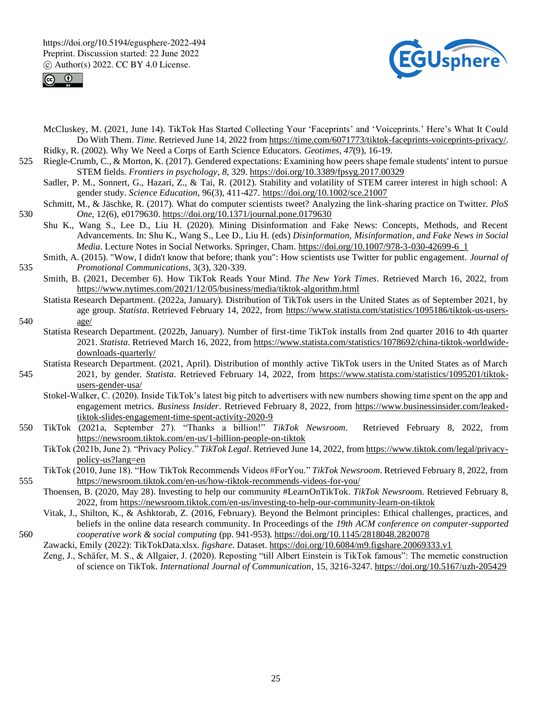McCluskey, M. (2021, June 14). TikTok Has Started Collecting Your 'Faceprints' and 'Voiceprints.' Here's What It Could Do With Them. *Time.* Retrieved June 14, 2022 from https://time.com/6071773/tiktok-faceprints-voiceprints-privacy/.

Ridky, R. (2002). Why We Need a Corps of Earth Science Educators. *Geotimes*, *47*(9), 16-19.

Riegle-Crumb, C., & Morton, K. (2017). Gendered expectations: Examining how peers shape female students' intent to pursue STEM fields. *Frontiers in psychology*, *8*, 329. https://doi.org/10.3389/fpsyg.2017.00329

Sadler, P. M., Sonnert, G., Hazari, Z., & Tai, R. (2012). Stability and volatility of STEM career interest in high school: A gender study. *Science Education*, 96(3), 411-427. https://doi.org/10.1002/sce.21007

Schmitt, M., & Jäschke, R. (2017). What do computer scientists tweet? Analyzing the link-sharing practice on Twitter. *PloS One*, 12(6), e0179630. https://doi.org/10.1371/journal.pone.0179630

Shu K., Wang S., Lee D., Liu H. (2020). Mining Disinformation and Fake News: Concepts, Methods, and Recent Advancements. In: Shu K., Wang S., Lee D., Liu H. (eds) *Disinformation, Misinformation, and Fake News in Social Media*. Lecture Notes in Social Networks. Springer, Cham. https://doi.org/10.1007/978-3-030-42699-6_1

Smith, A. (2015). "Wow, I didn't know that before; thank you": How scientists use Twitter for public engagement. *Journal of Promotional Communications*, 3(3), 320-339.

Smith, B. (2021, December 6). How TikTok Reads Your Mind. *The New York Times*. Retrieved March 16, 2022, from https://www.nytimes.com/2021/12/05/business/media/tiktok-algorithm.html

Statista Research Department. (2022a, January). Distribution of TikTok users in the United States as of September 2021, by age group. *Statista*. Retrieved February 14, 2022, from https://www.statista.com/statistics/1095186/tiktok-us-users-age/

Statista Research Department. (2022b, January). Number of first-time TikTok installs from 2nd quarter 2016 to 4th quarter 2021. *Statista*. Retrieved March 16, 2022, from https://www.statista.com/statistics/1078692/china-tiktok-worldwide-downloads-quarterly/

Statista Research Department. (2021, April). Distribution of monthly active TikTok users in the United States as of March 2021, by gender. *Statista*. Retrieved February 14, 2022, from https://www.statista.com/statistics/1095201/tiktok-users-gender-usa/

Stokel-Walker, C. (2020). Inside TikTok's latest big pitch to advertisers with new numbers showing time spent on the app and engagement metrics. *Business Insider*. Retrieved February 8, 2022, from https://www.businessinsider.com/leaked-tiktok-slides-engagement-time-spent-activity-2020-9

TikTok (2021a, September 27). "Thanks a billion!" *TikTok Newsroom*. Retrieved February 8, 2022, from https://newsroom.tiktok.com/en-us/1-billion-people-on-tiktok

TikTok (2021b, June 2). "Privacy Policy." *TikTok Legal*. Retrieved June 14, 2022, from https://www.tiktok.com/legal/privacy-policy-us?lang=en

TikTok (2010, June 18). "How TikTok Recommends Videos #ForYou." *TikTok Newsroom*. Retrieved February 8, 2022, from https://newsroom.tiktok.com/en-us/how-tiktok-recommends-videos-for-you/

Thoensen, B. (2020, May 28). Investing to help our community #LearnOnTikTok. *TikTok Newsroom*. Retrieved February 8, 2022, from https://newsroom.tiktok.com/en-us/investing-to-help-our-community-learn-on-tiktok

Vitak, J., Shilton, K., & Ashktorab, Z. (2016, February). Beyond the Belmont principles: Ethical challenges, practices, and beliefs in the online data research community. In Proceedings of the *19th ACM conference on computer-supported cooperative work & social computing* (pp. 941-953). https://doi.org/10.1145/2818048.2820078

Zawacki, Emily (2022): TikTokData.xlsx. *figshare*. Dataset. https://doi.org/10.6084/m9.figshare.20069333.v1

Zeng, J., Schäfer, M. S., & Allgaier, J. (2020). Reposting "till Albert Einstein is TikTok famous": The memetic construction of science on TikTok. *International Journal of Communication*, 15, 3216-3247. https://doi.org/10.5167/uzh-205429